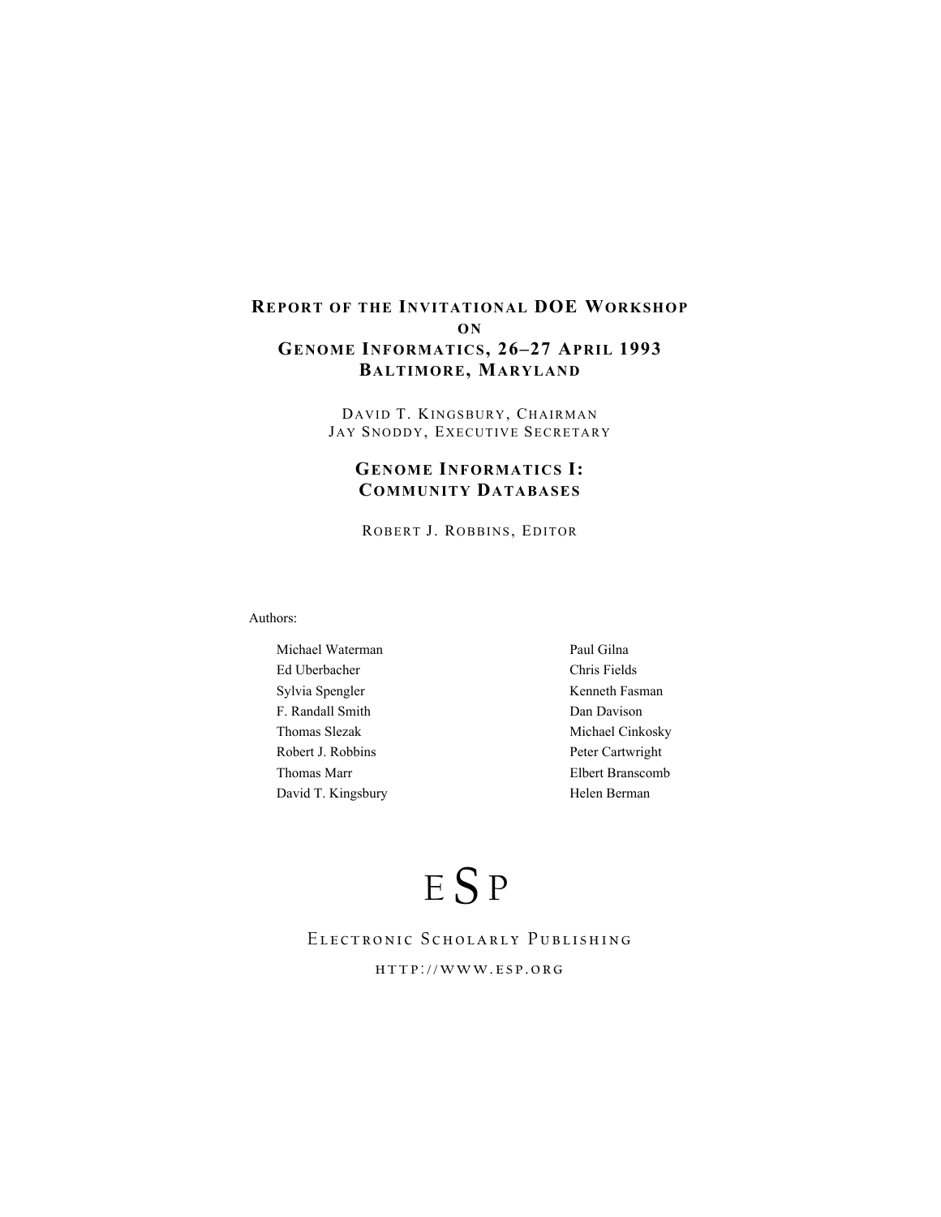# Report of the Invitational DOE Workshop on Genome Informatics, 26–27 April 1993 Baltimore, Maryland

David T. Kingsbury, Chairman
Jay Snoddy, Executive Secretary

## Genome Informatics I: Community Databases

Robert J. Robbins, Editor

Authors:

Michael Waterman
Ed Uberbacher
Sylvia Spengler
F. Randall Smith
Thomas Slezak
Robert J. Robbins
Thomas Marr
David T. Kingsbury
Paul Gilna
Chris Fields
Kenneth Fasman
Dan Davison
Michael Cinkosky
Peter Cartwright
Elbert Branscomb
Helen Berman

ESP

Electronic Scholarly Publishing

http://www.esp.org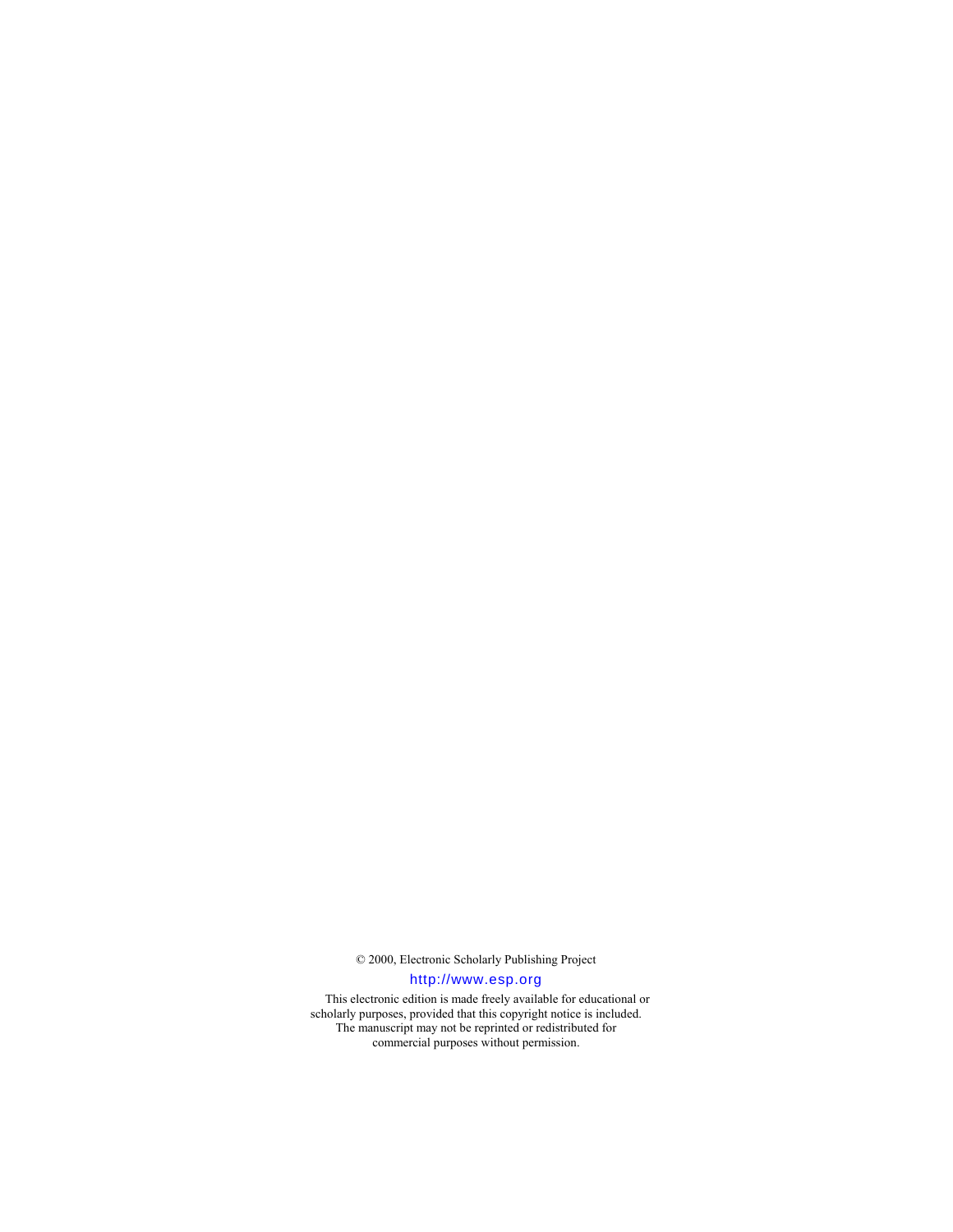© 2000, Electronic Scholarly Publishing Project

http://www.esp.org

This electronic edition is made freely available for educational or scholarly purposes, provided that this copyright notice is included. The manuscript may not be reprinted or redistributed for commercial purposes without permission.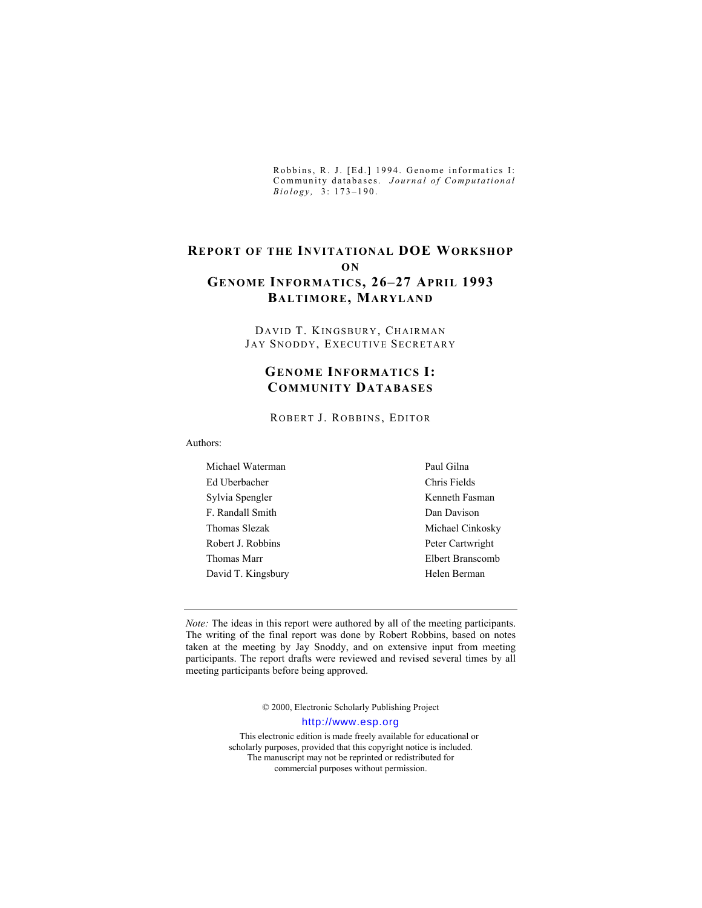Robbins, R. J. [Ed.] 1994. Genome informatics I: Community databases. *Journal of Computational Biology,* 3: 173–190.

# Report of the Invitational DOE Workshop on Genome Informatics, 26–27 April 1993 Baltimore, Maryland

David T. Kingsbury, Chairman
Jay Snoddy, Executive Secretary

## Genome Informatics I: Community Databases

Robert J. Robbins, Editor

Authors:

| | |
|---|---|
| Michael Waterman | Paul Gilna |
| Ed Uberbacher | Chris Fields |
| Sylvia Spengler | Kenneth Fasman |
| F. Randall Smith | Dan Davison |
| Thomas Slezak | Michael Cinkosky |
| Robert J. Robbins | Peter Cartwright |
| Thomas Marr | Elbert Branscomb |
| David T. Kingsbury | Helen Berman |

*Note:* The ideas in this report were authored by all of the meeting participants. The writing of the final report was done by Robert Robbins, based on notes taken at the meeting by Jay Snoddy, and on extensive input from meeting participants. The report drafts were reviewed and revised several times by all meeting participants before being approved.

© 2000, Electronic Scholarly Publishing Project

http://www.esp.org

This electronic edition is made freely available for educational or scholarly purposes, provided that this copyright notice is included. The manuscript may not be reprinted or redistributed for commercial purposes without permission.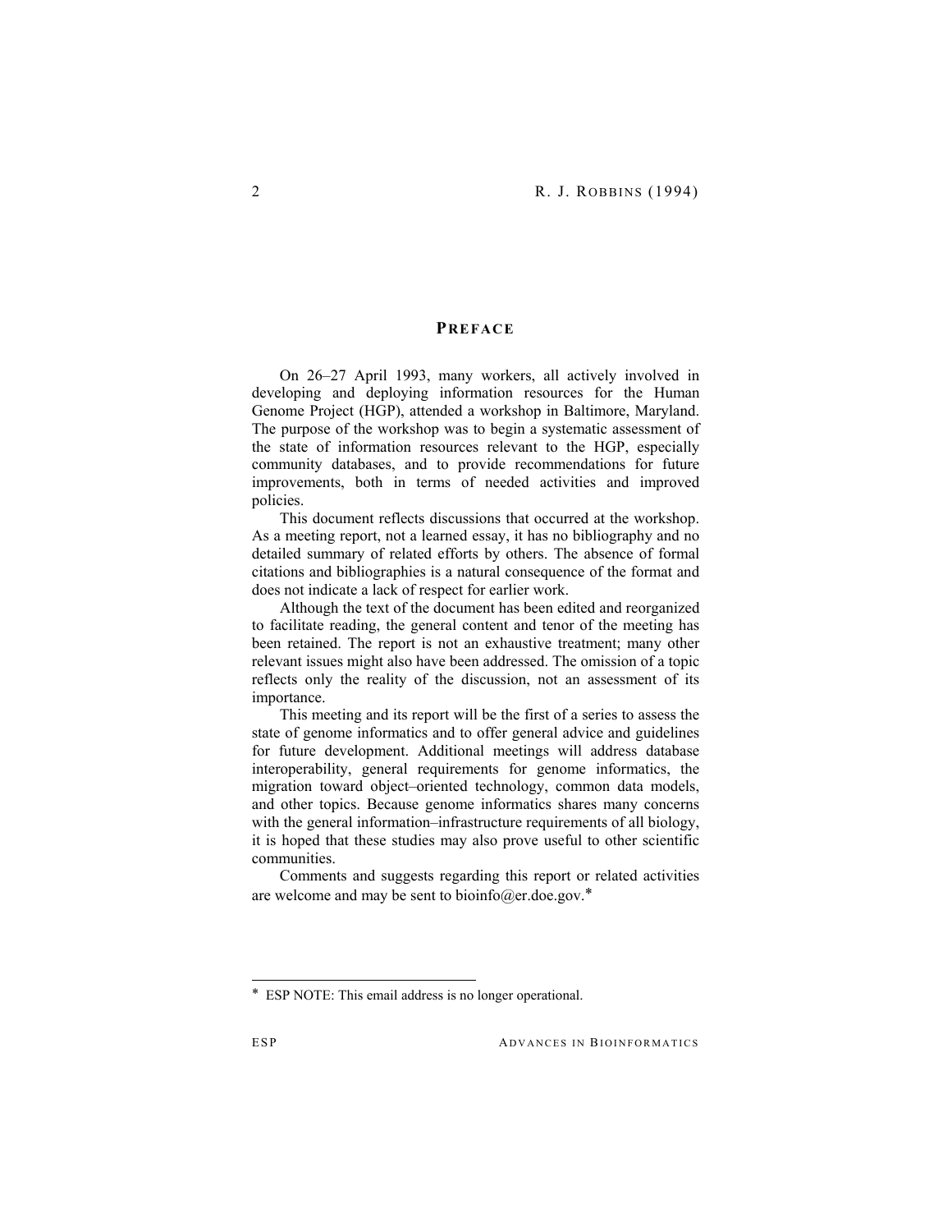## PREFACE

On 26–27 April 1993, many workers, all actively involved in developing and deploying information resources for the Human Genome Project (HGP), attended a workshop in Baltimore, Maryland. The purpose of the workshop was to begin a systematic assessment of the state of information resources relevant to the HGP, especially community databases, and to provide recommendations for future improvements, both in terms of needed activities and improved policies.

This document reflects discussions that occurred at the workshop. As a meeting report, not a learned essay, it has no bibliography and no detailed summary of related efforts by others. The absence of formal citations and bibliographies is a natural consequence of the format and does not indicate a lack of respect for earlier work.

Although the text of the document has been edited and reorganized to facilitate reading, the general content and tenor of the meeting has been retained. The report is not an exhaustive treatment; many other relevant issues might also have been addressed. The omission of a topic reflects only the reality of the discussion, not an assessment of its importance.

This meeting and its report will be the first of a series to assess the state of genome informatics and to offer general advice and guidelines for future development. Additional meetings will address database interoperability, general requirements for genome informatics, the migration toward object–oriented technology, common data models, and other topics. Because genome informatics shares many concerns with the general information–infrastructure requirements of all biology, it is hoped that these studies may also prove useful to other scientific communities.

Comments and suggests regarding this report or related activities are welcome and may be sent to bioinfo@er.doe.gov.*

---

* ESP NOTE: This email address is no longer operational.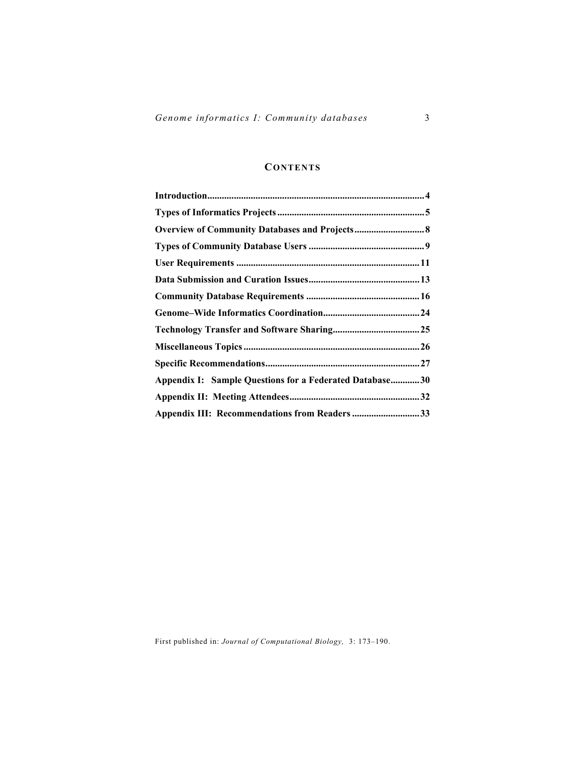## Contents

| | |
|---|---|
| **Introduction** | **4** |
| **Types of Informatics Projects** | **5** |
| **Overview of Community Databases and Projects** | **8** |
| **Types of Community Database Users** | **9** |
| **User Requirements** | **11** |
| **Data Submission and Curation Issues** | **13** |
| **Community Database Requirements** | **16** |
| **Genome–Wide Informatics Coordination** | **24** |
| **Technology Transfer and Software Sharing** | **25** |
| **Miscellaneous Topics** | **26** |
| **Specific Recommendations** | **27** |
| **Appendix I: Sample Questions for a Federated Database** | **30** |
| **Appendix II: Meeting Attendees** | **32** |
| **Appendix III: Recommendations from Readers** | **33** |

First published in: *Journal of Computational Biology,* 3: 173–190.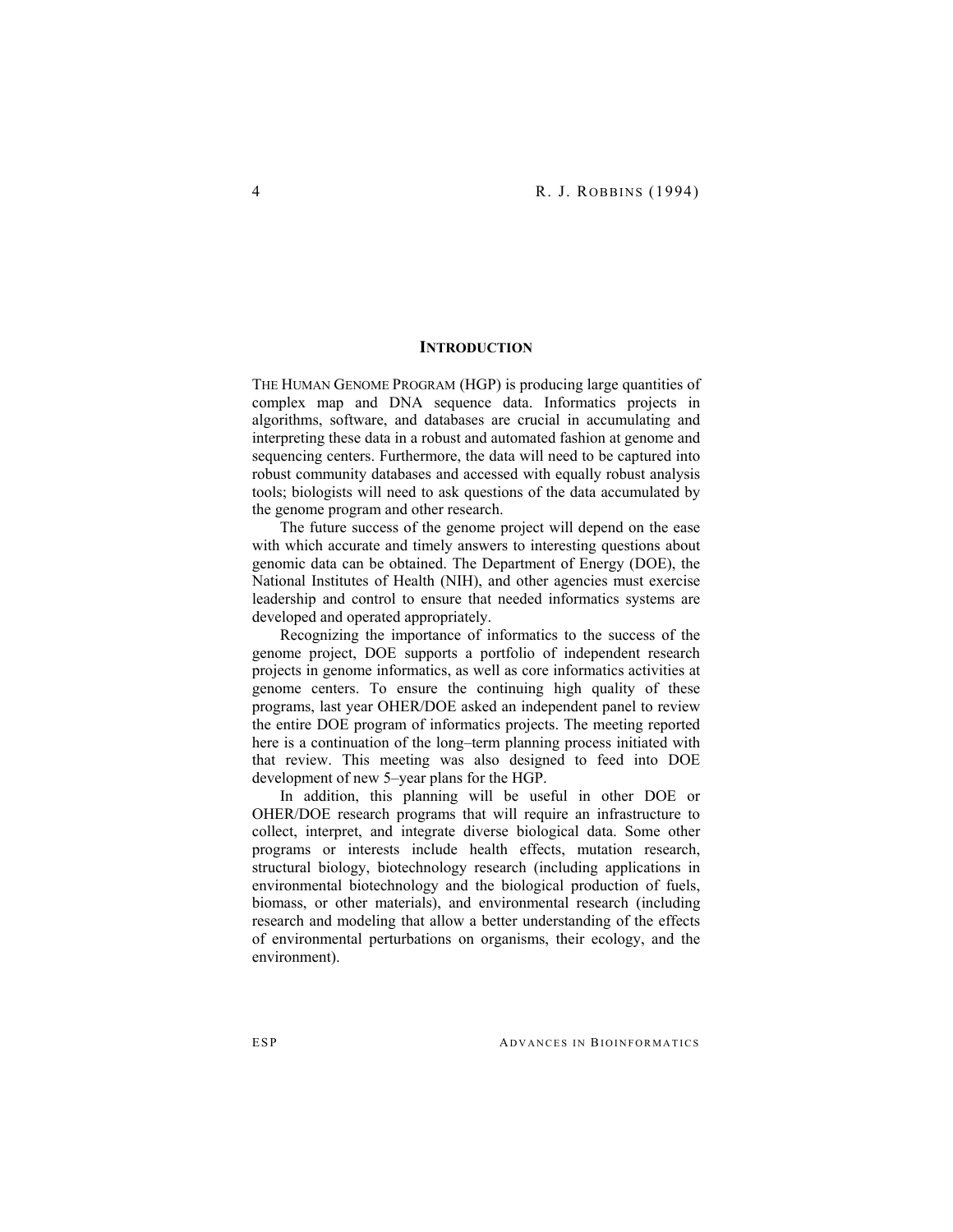## INTRODUCTION

THE HUMAN GENOME PROGRAM (HGP) is producing large quantities of complex map and DNA sequence data. Informatics projects in algorithms, software, and databases are crucial in accumulating and interpreting these data in a robust and automated fashion at genome and sequencing centers. Furthermore, the data will need to be captured into robust community databases and accessed with equally robust analysis tools; biologists will need to ask questions of the data accumulated by the genome program and other research.

The future success of the genome project will depend on the ease with which accurate and timely answers to interesting questions about genomic data can be obtained. The Department of Energy (DOE), the National Institutes of Health (NIH), and other agencies must exercise leadership and control to ensure that needed informatics systems are developed and operated appropriately.

Recognizing the importance of informatics to the success of the genome project, DOE supports a portfolio of independent research projects in genome informatics, as well as core informatics activities at genome centers. To ensure the continuing high quality of these programs, last year OHER/DOE asked an independent panel to review the entire DOE program of informatics projects. The meeting reported here is a continuation of the long–term planning process initiated with that review. This meeting was also designed to feed into DOE development of new 5–year plans for the HGP.

In addition, this planning will be useful in other DOE or OHER/DOE research programs that will require an infrastructure to collect, interpret, and integrate diverse biological data. Some other programs or interests include health effects, mutation research, structural biology, biotechnology research (including applications in environmental biotechnology and the biological production of fuels, biomass, or other materials), and environmental research (including research and modeling that allow a better understanding of the effects of environmental perturbations on organisms, their ecology, and the environment).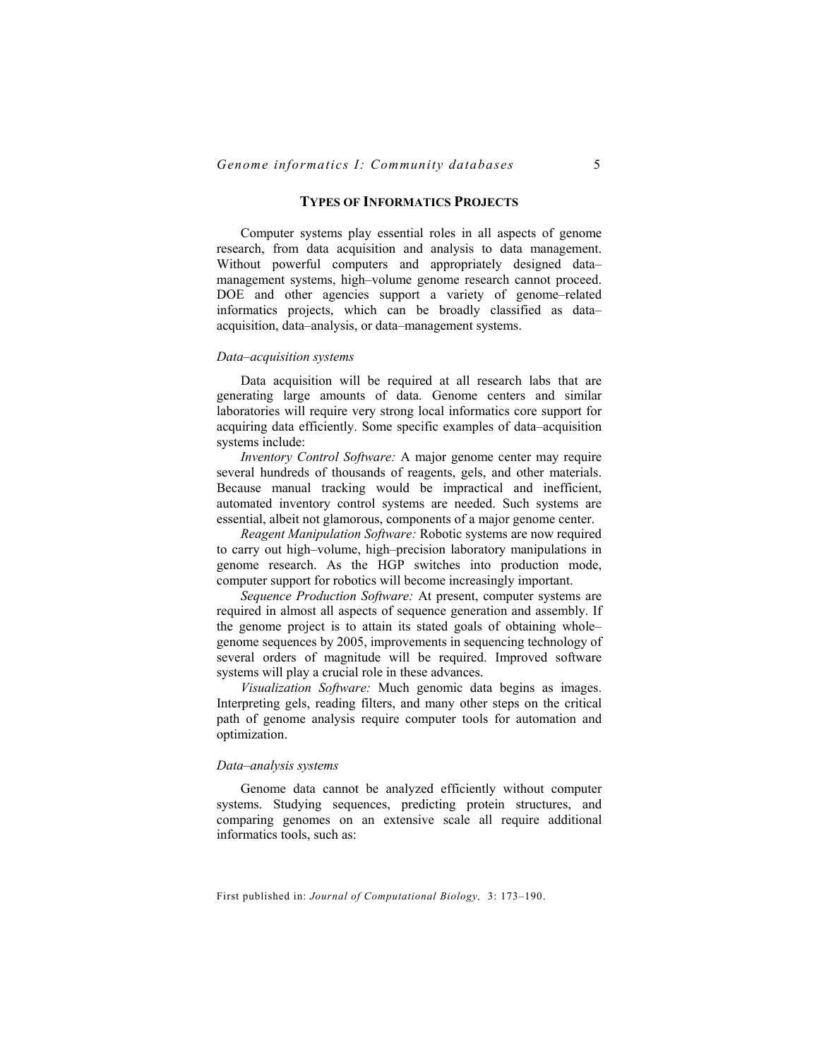## TYPES OF INFORMATICS PROJECTS

Computer systems play essential roles in all aspects of genome research, from data acquisition and analysis to data management. Without powerful computers and appropriately designed data–management systems, high–volume genome research cannot proceed. DOE and other agencies support a variety of genome–related informatics projects, which can be broadly classified as data–acquisition, data–analysis, or data–management systems.

### *Data–acquisition systems*

Data acquisition will be required at all research labs that are generating large amounts of data. Genome centers and similar laboratories will require very strong local informatics core support for acquiring data efficiently. Some specific examples of data–acquisition systems include:

*Inventory Control Software:* A major genome center may require several hundreds of thousands of reagents, gels, and other materials. Because manual tracking would be impractical and inefficient, automated inventory control systems are needed. Such systems are essential, albeit not glamorous, components of a major genome center.

*Reagent Manipulation Software:* Robotic systems are now required to carry out high–volume, high–precision laboratory manipulations in genome research. As the HGP switches into production mode, computer support for robotics will become increasingly important.

*Sequence Production Software:* At present, computer systems are required in almost all aspects of sequence generation and assembly. If the genome project is to attain its stated goals of obtaining whole–genome sequences by 2005, improvements in sequencing technology of several orders of magnitude will be required. Improved software systems will play a crucial role in these advances.

*Visualization Software:* Much genomic data begins as images. Interpreting gels, reading filters, and many other steps on the critical path of genome analysis require computer tools for automation and optimization.

### *Data–analysis systems*

Genome data cannot be analyzed efficiently without computer systems. Studying sequences, predicting protein structures, and comparing genomes on an extensive scale all require additional informatics tools, such as:

First published in: *Journal of Computational Biology,* 3: 173–190.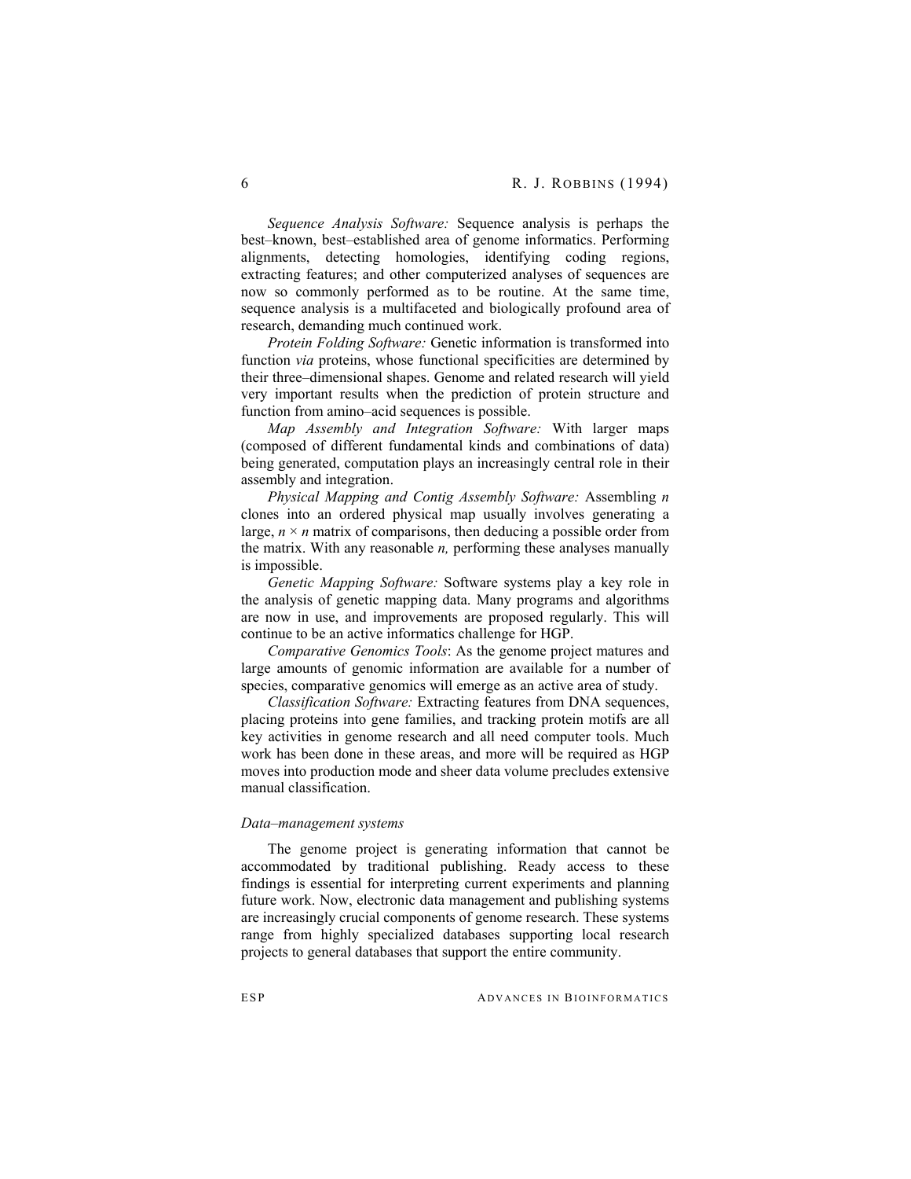*Sequence Analysis Software:* Sequence analysis is perhaps the best–known, best–established area of genome informatics. Performing alignments, detecting homologies, identifying coding regions, extracting features; and other computerized analyses of sequences are now so commonly performed as to be routine. At the same time, sequence analysis is a multifaceted and biologically profound area of research, demanding much continued work.

*Protein Folding Software:* Genetic information is transformed into function *via* proteins, whose functional specificities are determined by their three–dimensional shapes. Genome and related research will yield very important results when the prediction of protein structure and function from amino–acid sequences is possible.

*Map Assembly and Integration Software:* With larger maps (composed of different fundamental kinds and combinations of data) being generated, computation plays an increasingly central role in their assembly and integration.

*Physical Mapping and Contig Assembly Software:* Assembling $n$ clones into an ordered physical map usually involves generating a large, $n \times n$ matrix of comparisons, then deducing a possible order from the matrix. With any reasonable $n$, performing these analyses manually is impossible.

*Genetic Mapping Software:* Software systems play a key role in the analysis of genetic mapping data. Many programs and algorithms are now in use, and improvements are proposed regularly. This will continue to be an active informatics challenge for HGP.

*Comparative Genomics Tools*: As the genome project matures and large amounts of genomic information are available for a number of species, comparative genomics will emerge as an active area of study.

*Classification Software:* Extracting features from DNA sequences, placing proteins into gene families, and tracking protein motifs are all key activities in genome research and all need computer tools. Much work has been done in these areas, and more will be required as HGP moves into production mode and sheer data volume precludes extensive manual classification.

### *Data–management systems*

The genome project is generating information that cannot be accommodated by traditional publishing. Ready access to these findings is essential for interpreting current experiments and planning future work. Now, electronic data management and publishing systems are increasingly crucial components of genome research. These systems range from highly specialized databases supporting local research projects to general databases that support the entire community.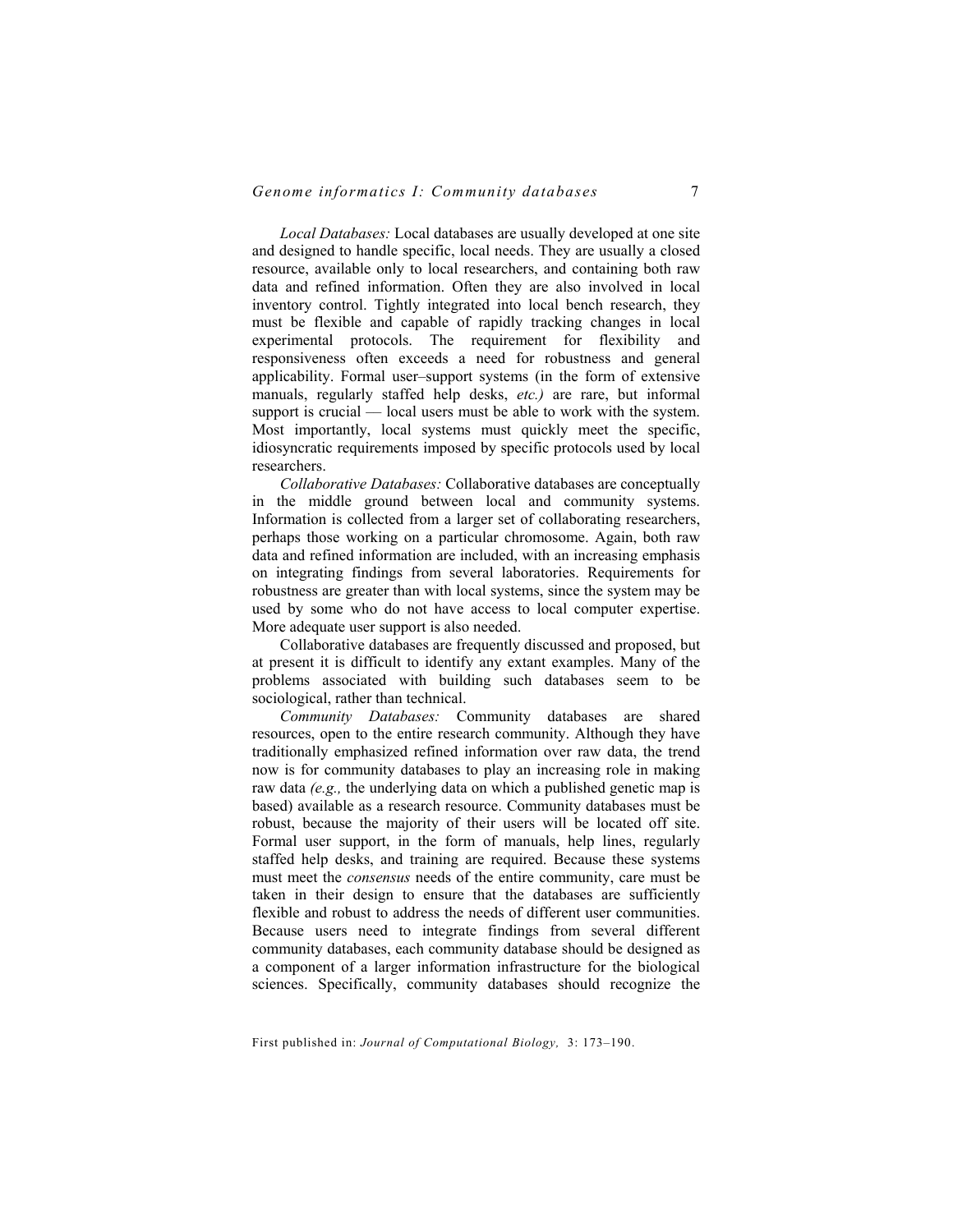*Local Databases:* Local databases are usually developed at one site and designed to handle specific, local needs. They are usually a closed resource, available only to local researchers, and containing both raw data and refined information. Often they are also involved in local inventory control. Tightly integrated into local bench research, they must be flexible and capable of rapidly tracking changes in local experimental protocols. The requirement for flexibility and responsiveness often exceeds a need for robustness and general applicability. Formal user–support systems (in the form of extensive manuals, regularly staffed help desks, *etc.)* are rare, but informal support is crucial — local users must be able to work with the system. Most importantly, local systems must quickly meet the specific, idiosyncratic requirements imposed by specific protocols used by local researchers.

*Collaborative Databases:* Collaborative databases are conceptually in the middle ground between local and community systems. Information is collected from a larger set of collaborating researchers, perhaps those working on a particular chromosome. Again, both raw data and refined information are included, with an increasing emphasis on integrating findings from several laboratories. Requirements for robustness are greater than with local systems, since the system may be used by some who do not have access to local computer expertise. More adequate user support is also needed.

Collaborative databases are frequently discussed and proposed, but at present it is difficult to identify any extant examples. Many of the problems associated with building such databases seem to be sociological, rather than technical.

*Community Databases:* Community databases are shared resources, open to the entire research community. Although they have traditionally emphasized refined information over raw data, the trend now is for community databases to play an increasing role in making raw data *(e.g.,* the underlying data on which a published genetic map is based) available as a research resource. Community databases must be robust, because the majority of their users will be located off site. Formal user support, in the form of manuals, help lines, regularly staffed help desks, and training are required. Because these systems must meet the *consensus* needs of the entire community, care must be taken in their design to ensure that the databases are sufficiently flexible and robust to address the needs of different user communities. Because users need to integrate findings from several different community databases, each community database should be designed as a component of a larger information infrastructure for the biological sciences. Specifically, community databases should recognize the

First published in: *Journal of Computational Biology,* 3: 173–190.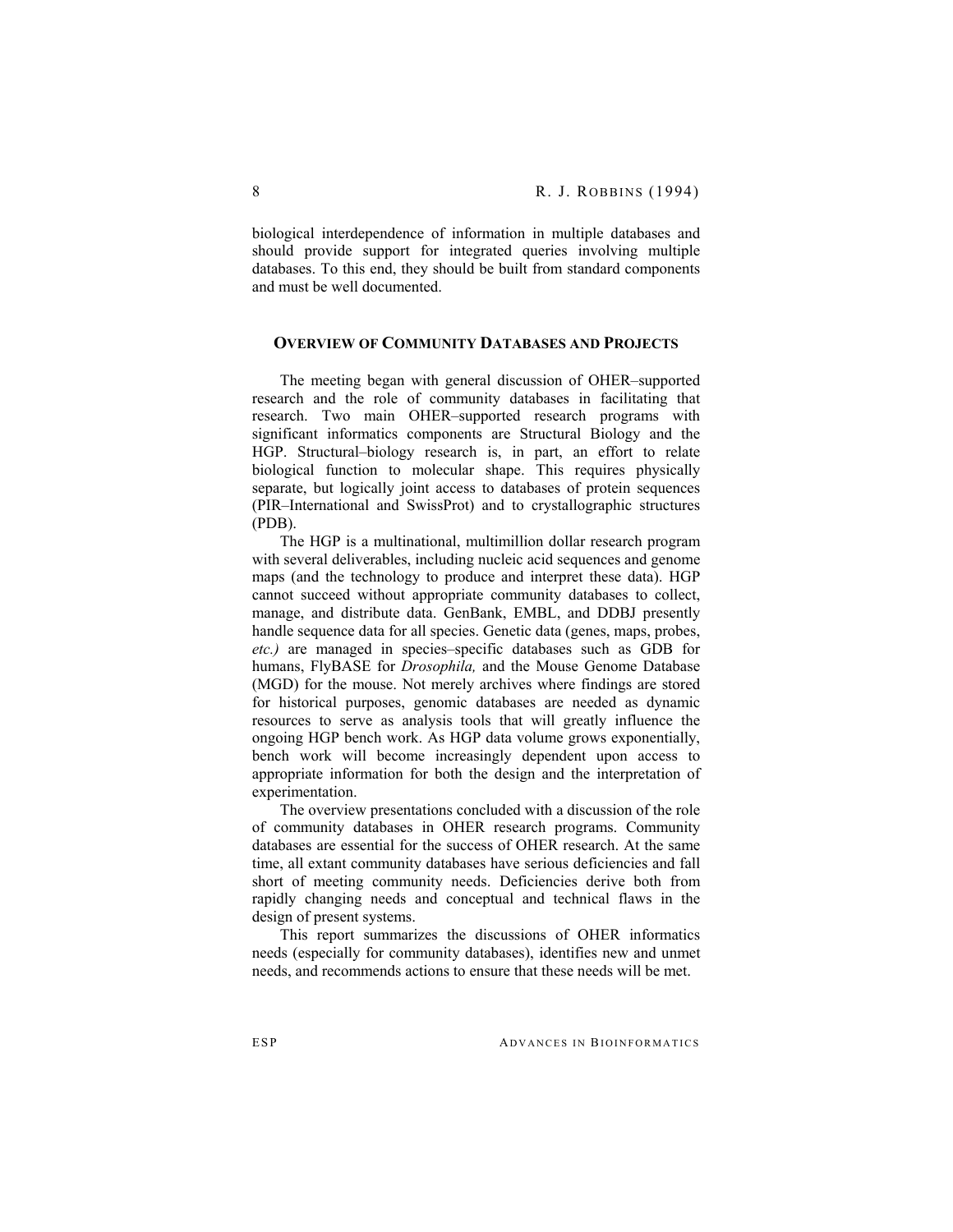biological interdependence of information in multiple databases and should provide support for integrated queries involving multiple databases. To this end, they should be built from standard components and must be well documented.

## OVERVIEW OF COMMUNITY DATABASES AND PROJECTS

The meeting began with general discussion of OHER–supported research and the role of community databases in facilitating that research. Two main OHER–supported research programs with significant informatics components are Structural Biology and the HGP. Structural–biology research is, in part, an effort to relate biological function to molecular shape. This requires physically separate, but logically joint access to databases of protein sequences (PIR–International and SwissProt) and to crystallographic structures (PDB).

The HGP is a multinational, multimillion dollar research program with several deliverables, including nucleic acid sequences and genome maps (and the technology to produce and interpret these data). HGP cannot succeed without appropriate community databases to collect, manage, and distribute data. GenBank, EMBL, and DDBJ presently handle sequence data for all species. Genetic data (genes, maps, probes, *etc.)* are managed in species–specific databases such as GDB for humans, FlyBASE for *Drosophila,* and the Mouse Genome Database (MGD) for the mouse. Not merely archives where findings are stored for historical purposes, genomic databases are needed as dynamic resources to serve as analysis tools that will greatly influence the ongoing HGP bench work. As HGP data volume grows exponentially, bench work will become increasingly dependent upon access to appropriate information for both the design and the interpretation of experimentation.

The overview presentations concluded with a discussion of the role of community databases in OHER research programs. Community databases are essential for the success of OHER research. At the same time, all extant community databases have serious deficiencies and fall short of meeting community needs. Deficiencies derive both from rapidly changing needs and conceptual and technical flaws in the design of present systems.

This report summarizes the discussions of OHER informatics needs (especially for community databases), identifies new and unmet needs, and recommends actions to ensure that these needs will be met.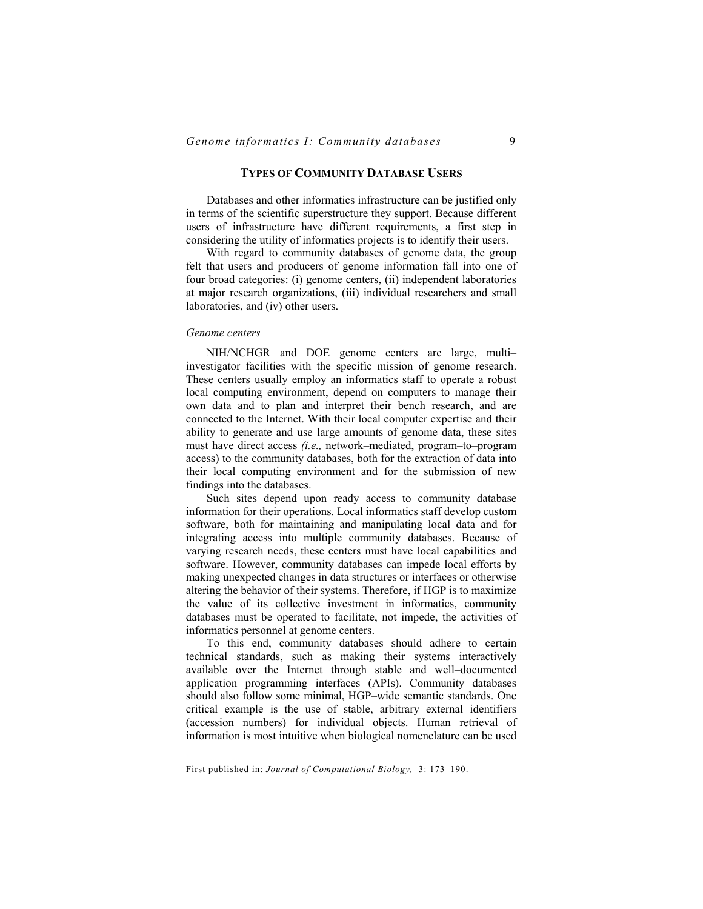## TYPES OF COMMUNITY DATABASE USERS

Databases and other informatics infrastructure can be justified only in terms of the scientific superstructure they support. Because different users of infrastructure have different requirements, a first step in considering the utility of informatics projects is to identify their users.

With regard to community databases of genome data, the group felt that users and producers of genome information fall into one of four broad categories: (i) genome centers, (ii) independent laboratories at major research organizations, (iii) individual researchers and small laboratories, and (iv) other users.

### *Genome centers*

NIH/NCHGR and DOE genome centers are large, multi–investigator facilities with the specific mission of genome research. These centers usually employ an informatics staff to operate a robust local computing environment, depend on computers to manage their own data and to plan and interpret their bench research, and are connected to the Internet. With their local computer expertise and their ability to generate and use large amounts of genome data, these sites must have direct access *(i.e.,* network–mediated, program–to–program access) to the community databases, both for the extraction of data into their local computing environment and for the submission of new findings into the databases.

Such sites depend upon ready access to community database information for their operations. Local informatics staff develop custom software, both for maintaining and manipulating local data and for integrating access into multiple community databases. Because of varying research needs, these centers must have local capabilities and software. However, community databases can impede local efforts by making unexpected changes in data structures or interfaces or otherwise altering the behavior of their systems. Therefore, if HGP is to maximize the value of its collective investment in informatics, community databases must be operated to facilitate, not impede, the activities of informatics personnel at genome centers.

To this end, community databases should adhere to certain technical standards, such as making their systems interactively available over the Internet through stable and well–documented application programming interfaces (APIs). Community databases should also follow some minimal, HGP–wide semantic standards. One critical example is the use of stable, arbitrary external identifiers (accession numbers) for individual objects. Human retrieval of information is most intuitive when biological nomenclature can be used

First published in: *Journal of Computational Biology,* 3: 173–190.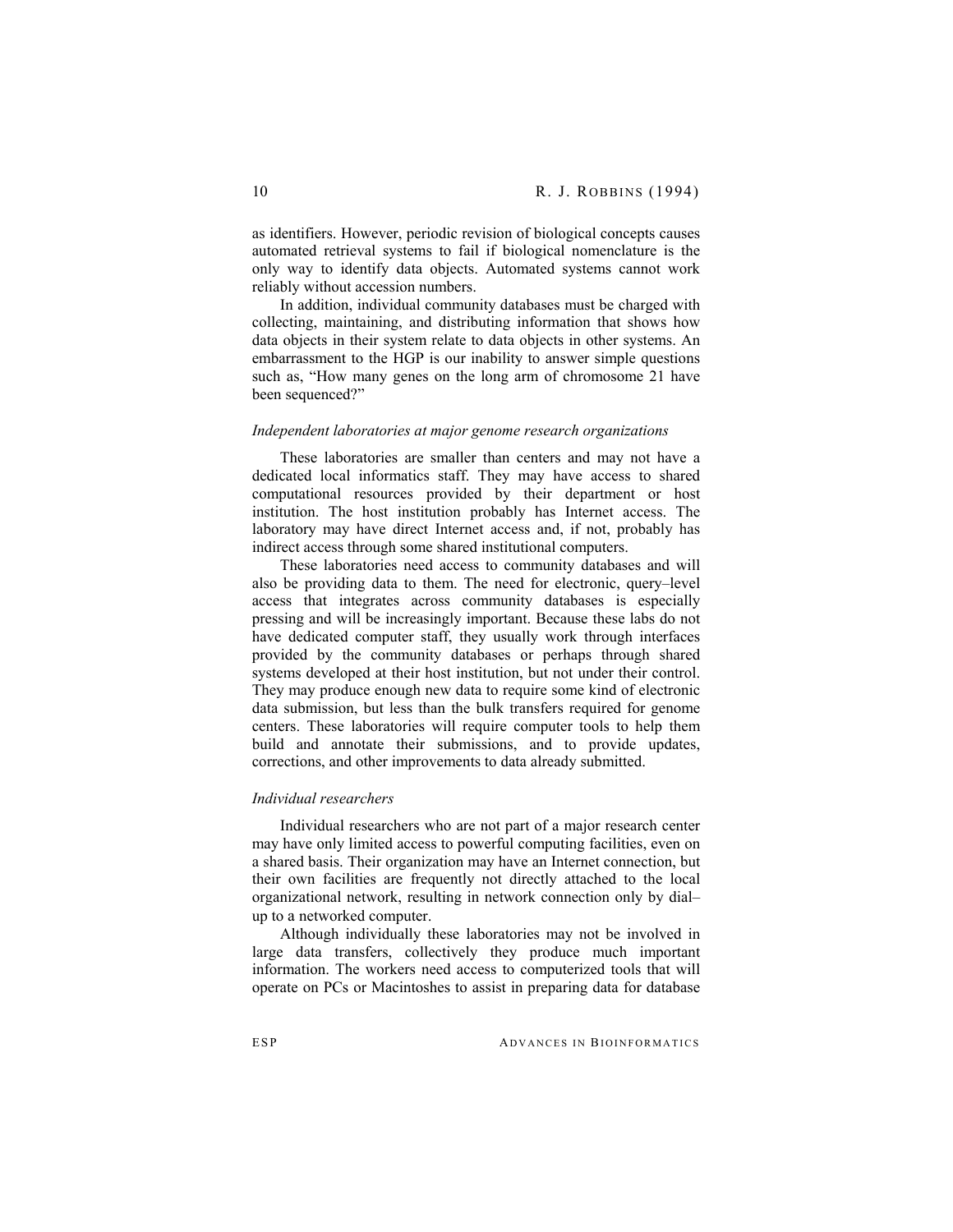as identifiers. However, periodic revision of biological concepts causes automated retrieval systems to fail if biological nomenclature is the only way to identify data objects. Automated systems cannot work reliably without accession numbers.

In addition, individual community databases must be charged with collecting, maintaining, and distributing information that shows how data objects in their system relate to data objects in other systems. An embarrassment to the HGP is our inability to answer simple questions such as, "How many genes on the long arm of chromosome 21 have been sequenced?"

*Independent laboratories at major genome research organizations*

These laboratories are smaller than centers and may not have a dedicated local informatics staff. They may have access to shared computational resources provided by their department or host institution. The host institution probably has Internet access. The laboratory may have direct Internet access and, if not, probably has indirect access through some shared institutional computers.

These laboratories need access to community databases and will also be providing data to them. The need for electronic, query–level access that integrates across community databases is especially pressing and will be increasingly important. Because these labs do not have dedicated computer staff, they usually work through interfaces provided by the community databases or perhaps through shared systems developed at their host institution, but not under their control. They may produce enough new data to require some kind of electronic data submission, but less than the bulk transfers required for genome centers. These laboratories will require computer tools to help them build and annotate their submissions, and to provide updates, corrections, and other improvements to data already submitted.

*Individual researchers*

Individual researchers who are not part of a major research center may have only limited access to powerful computing facilities, even on a shared basis. Their organization may have an Internet connection, but their own facilities are frequently not directly attached to the local organizational network, resulting in network connection only by dial–up to a networked computer.

Although individually these laboratories may not be involved in large data transfers, collectively they produce much important information. The workers need access to computerized tools that will operate on PCs or Macintoshes to assist in preparing data for database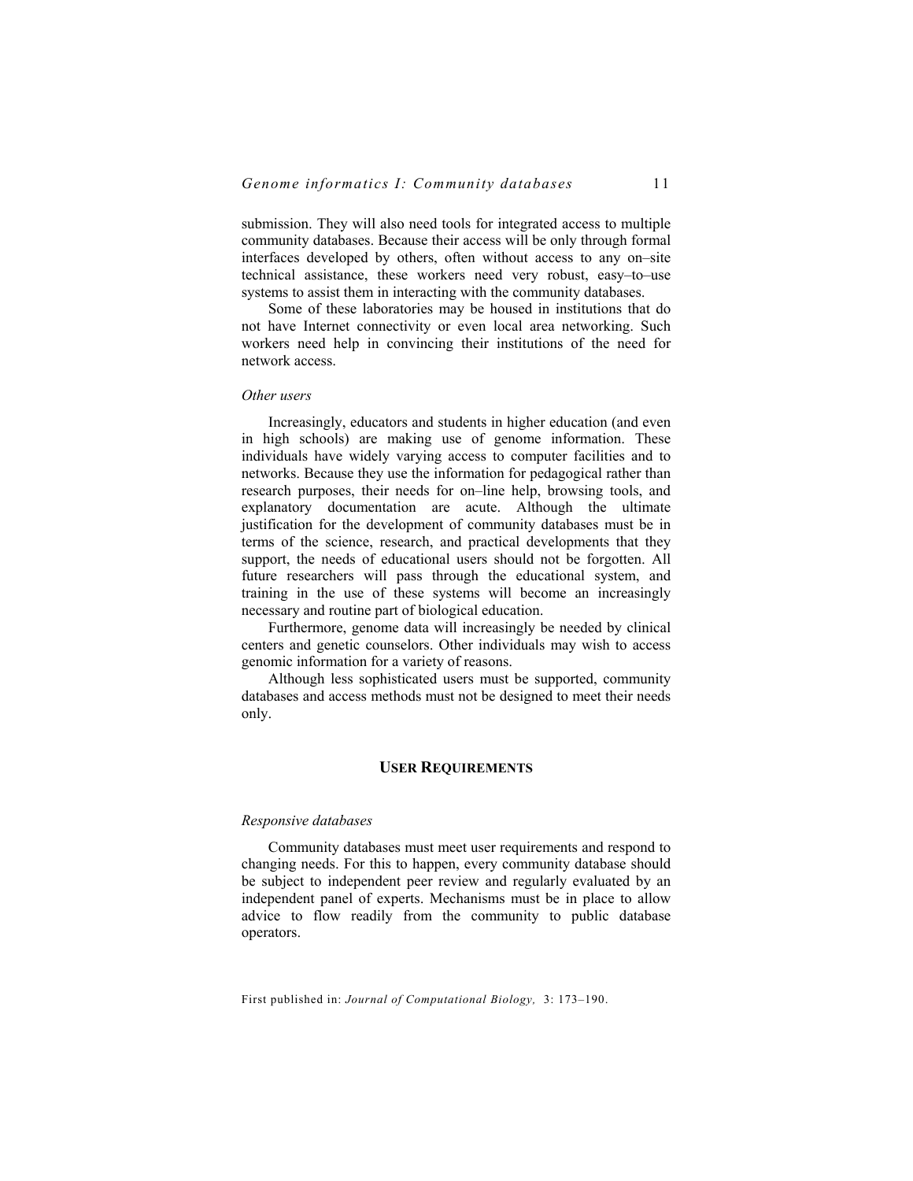submission. They will also need tools for integrated access to multiple community databases. Because their access will be only through formal interfaces developed by others, often without access to any on–site technical assistance, these workers need very robust, easy–to–use systems to assist them in interacting with the community databases.

Some of these laboratories may be housed in institutions that do not have Internet connectivity or even local area networking. Such workers need help in convincing their institutions of the need for network access.

*Other users*

Increasingly, educators and students in higher education (and even in high schools) are making use of genome information. These individuals have widely varying access to computer facilities and to networks. Because they use the information for pedagogical rather than research purposes, their needs for on–line help, browsing tools, and explanatory documentation are acute. Although the ultimate justification for the development of community databases must be in terms of the science, research, and practical developments that they support, the needs of educational users should not be forgotten. All future researchers will pass through the educational system, and training in the use of these systems will become an increasingly necessary and routine part of biological education.

Furthermore, genome data will increasingly be needed by clinical centers and genetic counselors. Other individuals may wish to access genomic information for a variety of reasons.

Although less sophisticated users must be supported, community databases and access methods must not be designed to meet their needs only.

## USER REQUIREMENTS

*Responsive databases*

Community databases must meet user requirements and respond to changing needs. For this to happen, every community database should be subject to independent peer review and regularly evaluated by an independent panel of experts. Mechanisms must be in place to allow advice to flow readily from the community to public database operators.

First published in: *Journal of Computational Biology,* 3: 173–190.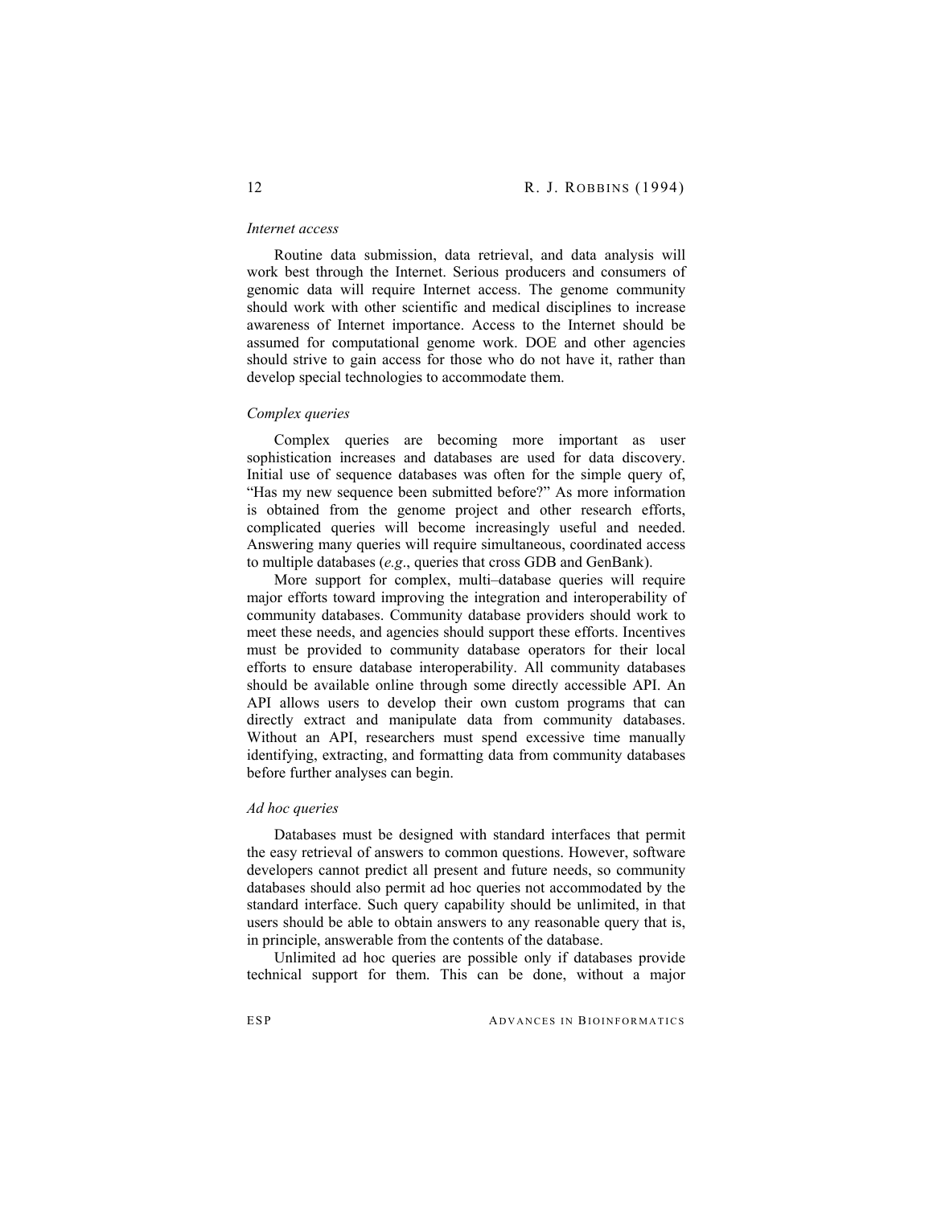*Internet access*

Routine data submission, data retrieval, and data analysis will work best through the Internet. Serious producers and consumers of genomic data will require Internet access. The genome community should work with other scientific and medical disciplines to increase awareness of Internet importance. Access to the Internet should be assumed for computational genome work. DOE and other agencies should strive to gain access for those who do not have it, rather than develop special technologies to accommodate them.

*Complex queries*

Complex queries are becoming more important as user sophistication increases and databases are used for data discovery. Initial use of sequence databases was often for the simple query of, "Has my new sequence been submitted before?" As more information is obtained from the genome project and other research efforts, complicated queries will become increasingly useful and needed. Answering many queries will require simultaneous, coordinated access to multiple databases (*e.g*., queries that cross GDB and GenBank).

More support for complex, multi–database queries will require major efforts toward improving the integration and interoperability of community databases. Community database providers should work to meet these needs, and agencies should support these efforts. Incentives must be provided to community database operators for their local efforts to ensure database interoperability. All community databases should be available online through some directly accessible API. An API allows users to develop their own custom programs that can directly extract and manipulate data from community databases. Without an API, researchers must spend excessive time manually identifying, extracting, and formatting data from community databases before further analyses can begin.

*Ad hoc queries*

Databases must be designed with standard interfaces that permit the easy retrieval of answers to common questions. However, software developers cannot predict all present and future needs, so community databases should also permit ad hoc queries not accommodated by the standard interface. Such query capability should be unlimited, in that users should be able to obtain answers to any reasonable query that is, in principle, answerable from the contents of the database.

Unlimited ad hoc queries are possible only if databases provide technical support for them. This can be done, without a major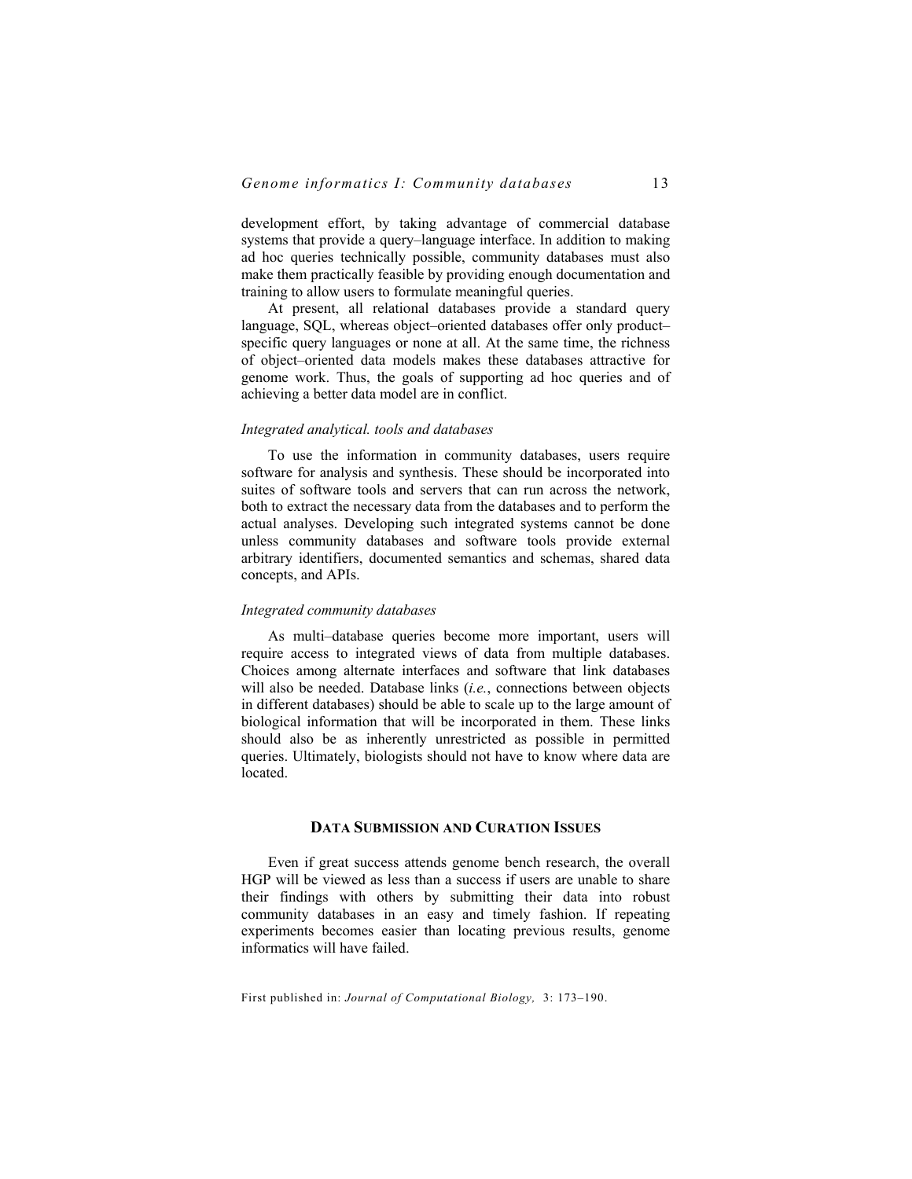development effort, by taking advantage of commercial database systems that provide a query–language interface. In addition to making ad hoc queries technically possible, community databases must also make them practically feasible by providing enough documentation and training to allow users to formulate meaningful queries.

At present, all relational databases provide a standard query language, SQL, whereas object–oriented databases offer only product–specific query languages or none at all. At the same time, the richness of object–oriented data models makes these databases attractive for genome work. Thus, the goals of supporting ad hoc queries and of achieving a better data model are in conflict.

*Integrated analytical. tools and databases*

To use the information in community databases, users require software for analysis and synthesis. These should be incorporated into suites of software tools and servers that can run across the network, both to extract the necessary data from the databases and to perform the actual analyses. Developing such integrated systems cannot be done unless community databases and software tools provide external arbitrary identifiers, documented semantics and schemas, shared data concepts, and APIs.

*Integrated community databases*

As multi–database queries become more important, users will require access to integrated views of data from multiple databases. Choices among alternate interfaces and software that link databases will also be needed. Database links (*i.e.*, connections between objects in different databases) should be able to scale up to the large amount of biological information that will be incorporated in them. These links should also be as inherently unrestricted as possible in permitted queries. Ultimately, biologists should not have to know where data are located.

## DATA SUBMISSION AND CURATION ISSUES

Even if great success attends genome bench research, the overall HGP will be viewed as less than a success if users are unable to share their findings with others by submitting their data into robust community databases in an easy and timely fashion. If repeating experiments becomes easier than locating previous results, genome informatics will have failed.

First published in: *Journal of Computational Biology,* 3: 173–190.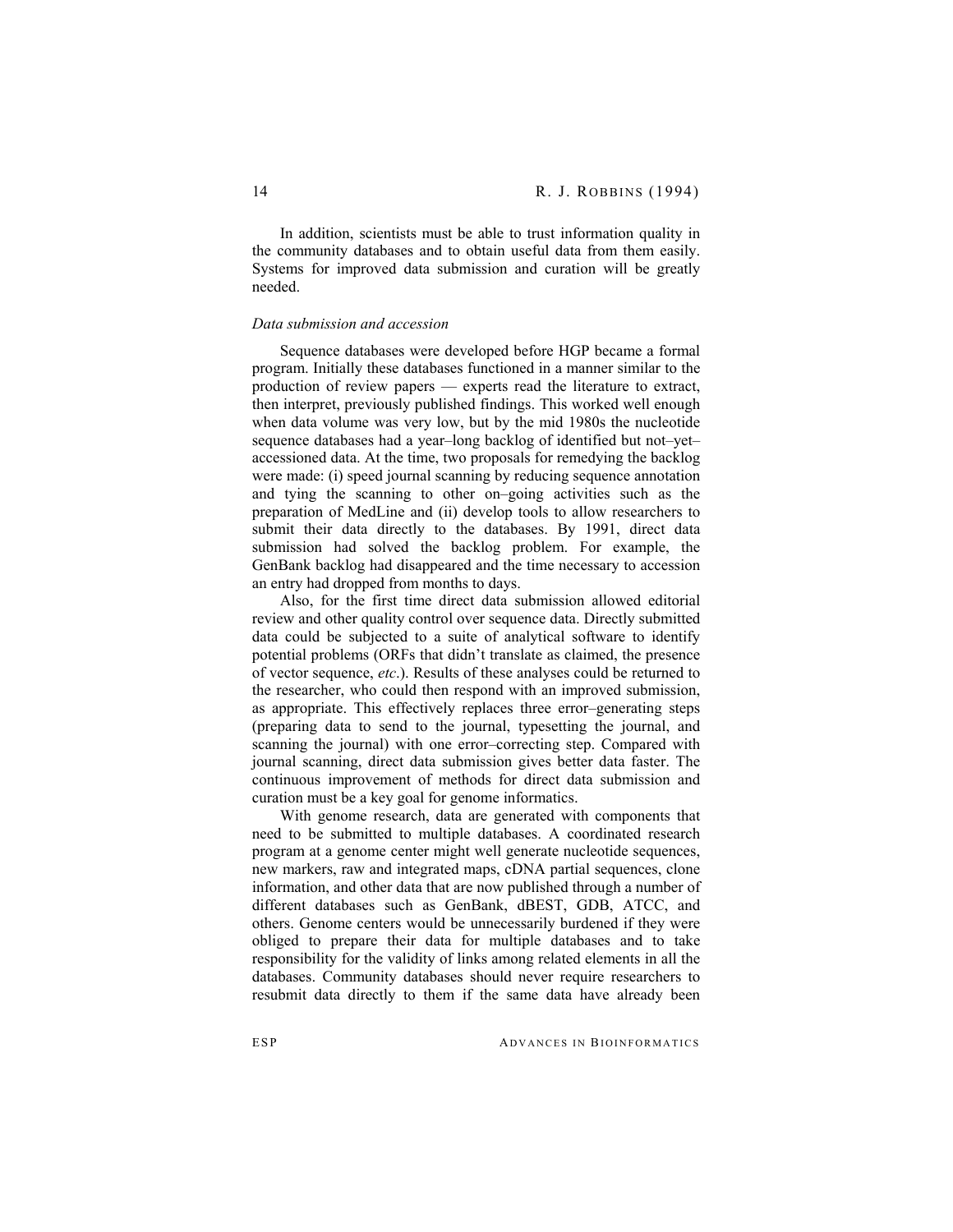In addition, scientists must be able to trust information quality in the community databases and to obtain useful data from them easily. Systems for improved data submission and curation will be greatly needed.

*Data submission and accession*

Sequence databases were developed before HGP became a formal program. Initially these databases functioned in a manner similar to the production of review papers — experts read the literature to extract, then interpret, previously published findings. This worked well enough when data volume was very low, but by the mid 1980s the nucleotide sequence databases had a year–long backlog of identified but not–yet–accessioned data. At the time, two proposals for remedying the backlog were made: (i) speed journal scanning by reducing sequence annotation and tying the scanning to other on–going activities such as the preparation of MedLine and (ii) develop tools to allow researchers to submit their data directly to the databases. By 1991, direct data submission had solved the backlog problem. For example, the GenBank backlog had disappeared and the time necessary to accession an entry had dropped from months to days.

Also, for the first time direct data submission allowed editorial review and other quality control over sequence data. Directly submitted data could be subjected to a suite of analytical software to identify potential problems (ORFs that didn't translate as claimed, the presence of vector sequence, *etc*.). Results of these analyses could be returned to the researcher, who could then respond with an improved submission, as appropriate. This effectively replaces three error–generating steps (preparing data to send to the journal, typesetting the journal, and scanning the journal) with one error–correcting step. Compared with journal scanning, direct data submission gives better data faster. The continuous improvement of methods for direct data submission and curation must be a key goal for genome informatics.

With genome research, data are generated with components that need to be submitted to multiple databases. A coordinated research program at a genome center might well generate nucleotide sequences, new markers, raw and integrated maps, cDNA partial sequences, clone information, and other data that are now published through a number of different databases such as GenBank, dBEST, GDB, ATCC, and others. Genome centers would be unnecessarily burdened if they were obliged to prepare their data for multiple databases and to take responsibility for the validity of links among related elements in all the databases. Community databases should never require researchers to resubmit data directly to them if the same data have already been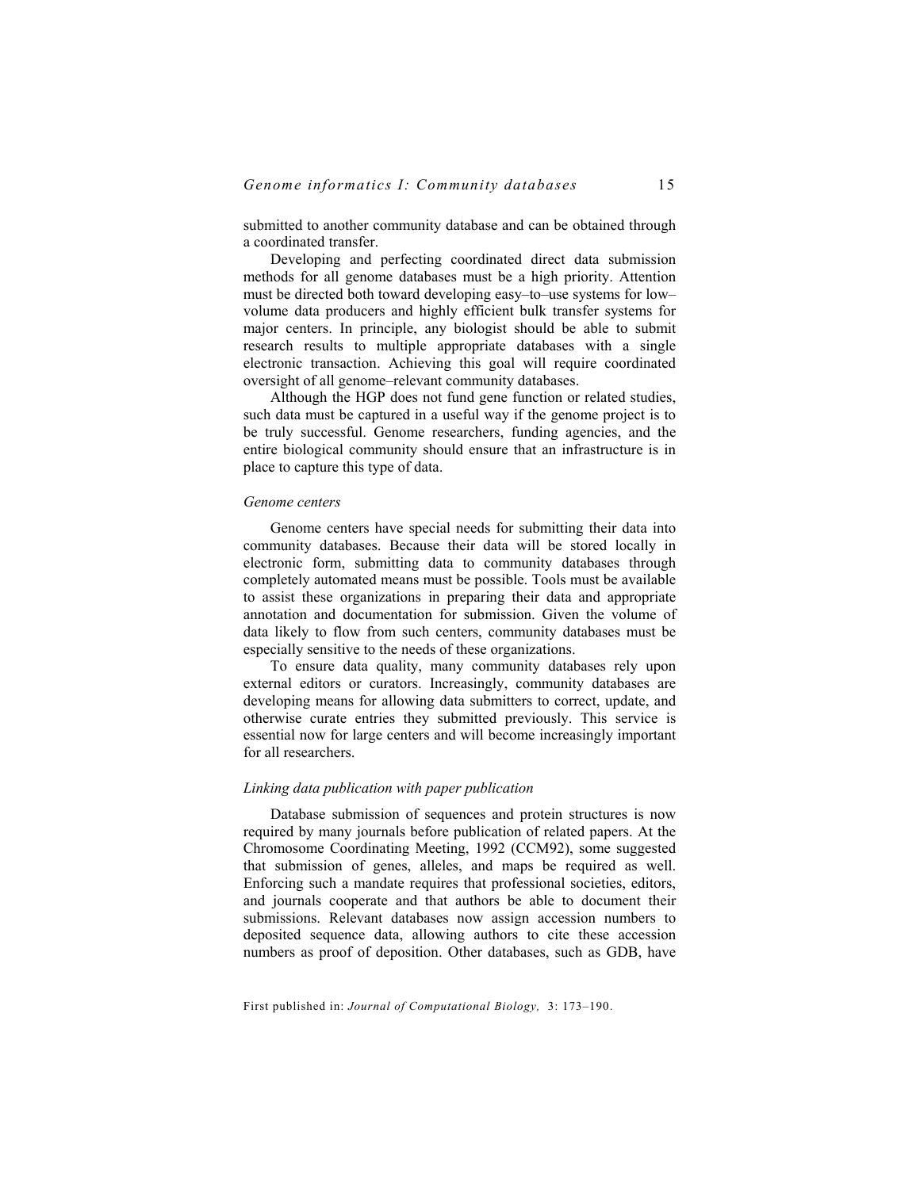submitted to another community database and can be obtained through a coordinated transfer.

Developing and perfecting coordinated direct data submission methods for all genome databases must be a high priority. Attention must be directed both toward developing easy–to–use systems for low–volume data producers and highly efficient bulk transfer systems for major centers. In principle, any biologist should be able to submit research results to multiple appropriate databases with a single electronic transaction. Achieving this goal will require coordinated oversight of all genome–relevant community databases.

Although the HGP does not fund gene function or related studies, such data must be captured in a useful way if the genome project is to be truly successful. Genome researchers, funding agencies, and the entire biological community should ensure that an infrastructure is in place to capture this type of data.

### *Genome centers*

Genome centers have special needs for submitting their data into community databases. Because their data will be stored locally in electronic form, submitting data to community databases through completely automated means must be possible. Tools must be available to assist these organizations in preparing their data and appropriate annotation and documentation for submission. Given the volume of data likely to flow from such centers, community databases must be especially sensitive to the needs of these organizations.

To ensure data quality, many community databases rely upon external editors or curators. Increasingly, community databases are developing means for allowing data submitters to correct, update, and otherwise curate entries they submitted previously. This service is essential now for large centers and will become increasingly important for all researchers.

### *Linking data publication with paper publication*

Database submission of sequences and protein structures is now required by many journals before publication of related papers. At the Chromosome Coordinating Meeting, 1992 (CCM92), some suggested that submission of genes, alleles, and maps be required as well. Enforcing such a mandate requires that professional societies, editors, and journals cooperate and that authors be able to document their submissions. Relevant databases now assign accession numbers to deposited sequence data, allowing authors to cite these accession numbers as proof of deposition. Other databases, such as GDB, have

First published in: *Journal of Computational Biology,* 3: 173–190.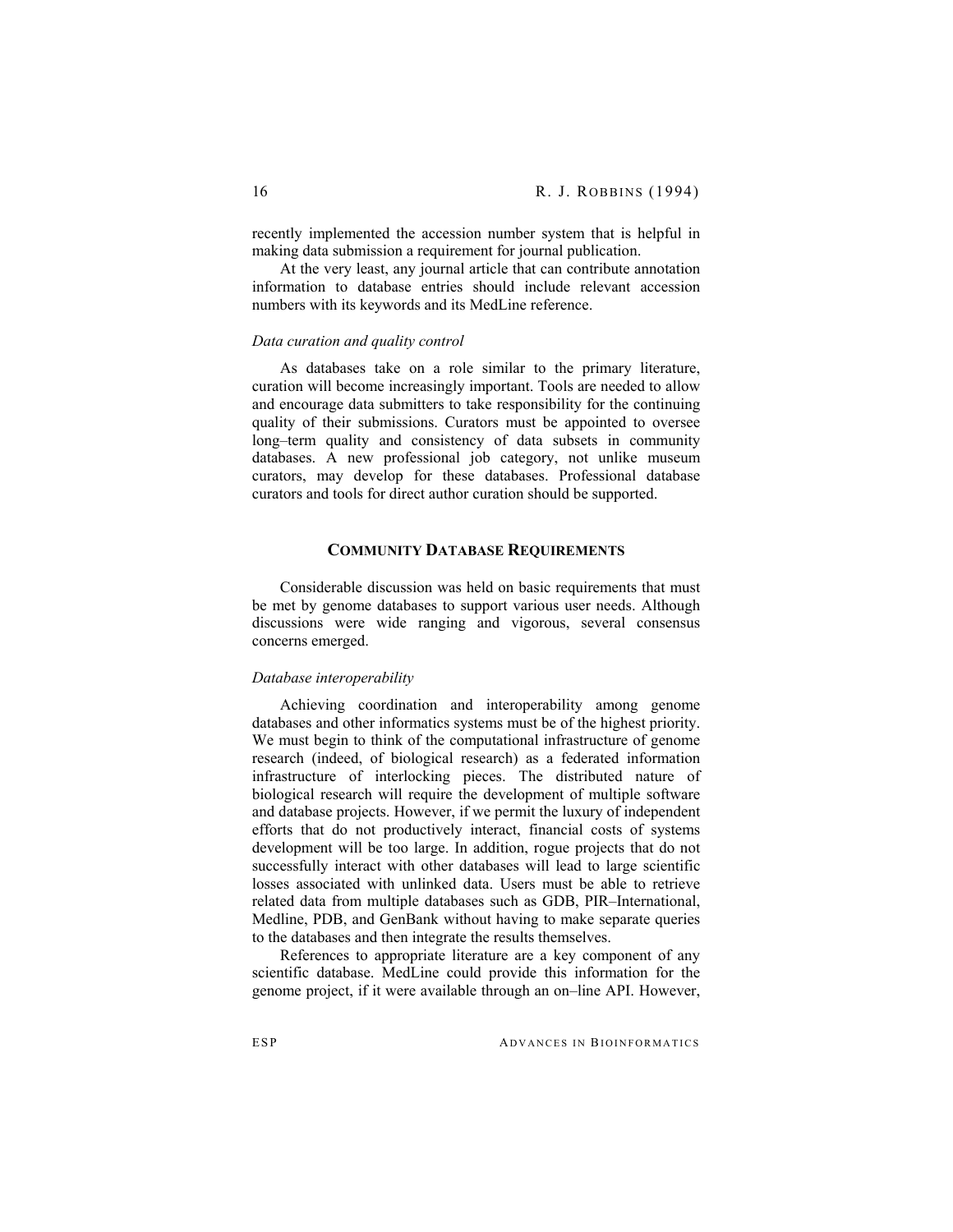recently implemented the accession number system that is helpful in making data submission a requirement for journal publication.

At the very least, any journal article that can contribute annotation information to database entries should include relevant accession numbers with its keywords and its MedLine reference.

*Data curation and quality control*

As databases take on a role similar to the primary literature, curation will become increasingly important. Tools are needed to allow and encourage data submitters to take responsibility for the continuing quality of their submissions. Curators must be appointed to oversee long–term quality and consistency of data subsets in community databases. A new professional job category, not unlike museum curators, may develop for these databases. Professional database curators and tools for direct author curation should be supported.

## COMMUNITY DATABASE REQUIREMENTS

Considerable discussion was held on basic requirements that must be met by genome databases to support various user needs. Although discussions were wide ranging and vigorous, several consensus concerns emerged.

*Database interoperability*

Achieving coordination and interoperability among genome databases and other informatics systems must be of the highest priority. We must begin to think of the computational infrastructure of genome research (indeed, of biological research) as a federated information infrastructure of interlocking pieces. The distributed nature of biological research will require the development of multiple software and database projects. However, if we permit the luxury of independent efforts that do not productively interact, financial costs of systems development will be too large. In addition, rogue projects that do not successfully interact with other databases will lead to large scientific losses associated with unlinked data. Users must be able to retrieve related data from multiple databases such as GDB, PIR–International, Medline, PDB, and GenBank without having to make separate queries to the databases and then integrate the results themselves.

References to appropriate literature are a key component of any scientific database. MedLine could provide this information for the genome project, if it were available through an on–line API. However,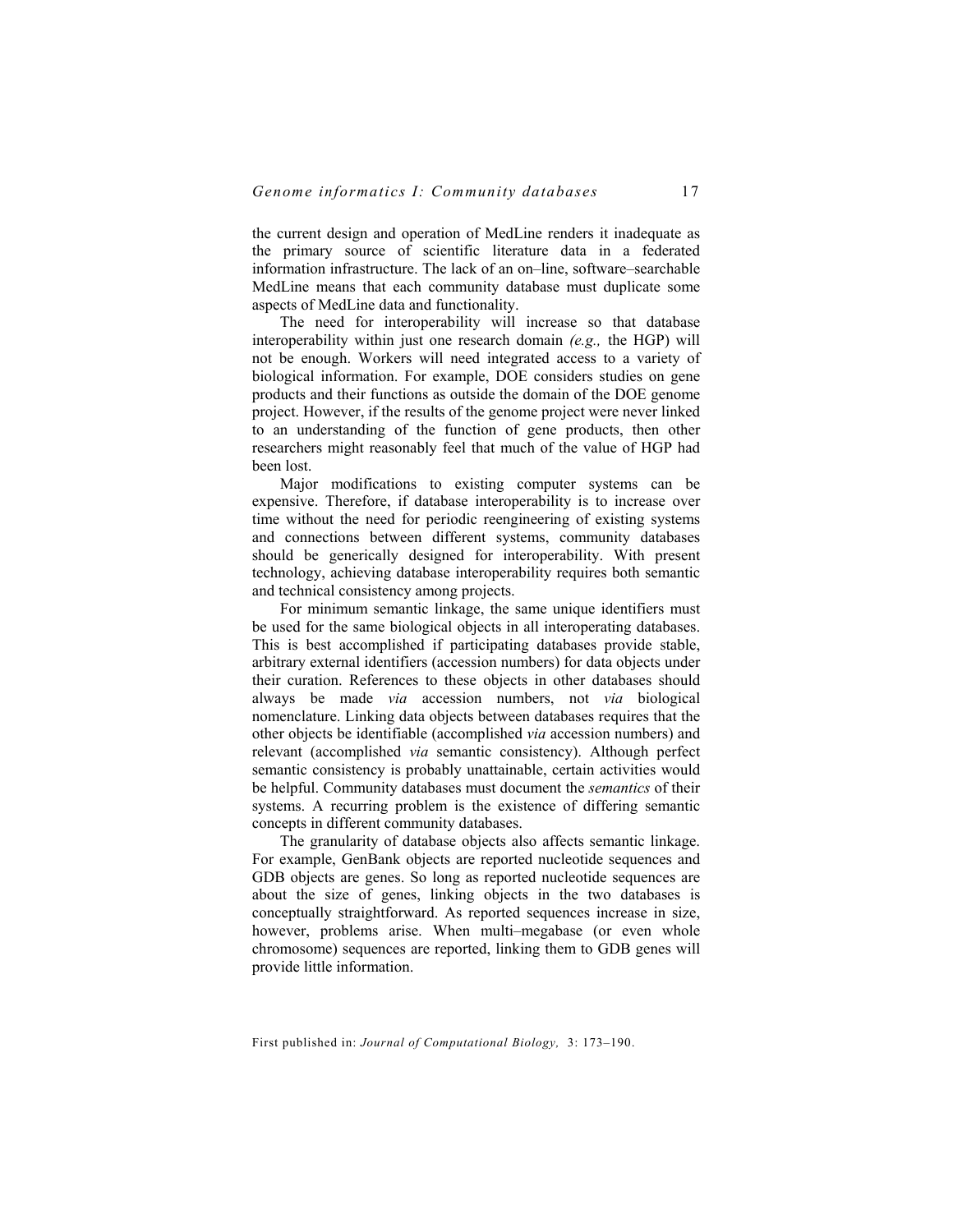the current design and operation of MedLine renders it inadequate as the primary source of scientific literature data in a federated information infrastructure. The lack of an on–line, software–searchable MedLine means that each community database must duplicate some aspects of MedLine data and functionality.

The need for interoperability will increase so that database interoperability within just one research domain *(e.g.,* the HGP) will not be enough. Workers will need integrated access to a variety of biological information. For example, DOE considers studies on gene products and their functions as outside the domain of the DOE genome project. However, if the results of the genome project were never linked to an understanding of the function of gene products, then other researchers might reasonably feel that much of the value of HGP had been lost.

Major modifications to existing computer systems can be expensive. Therefore, if database interoperability is to increase over time without the need for periodic reengineering of existing systems and connections between different systems, community databases should be generically designed for interoperability. With present technology, achieving database interoperability requires both semantic and technical consistency among projects.

For minimum semantic linkage, the same unique identifiers must be used for the same biological objects in all interoperating databases. This is best accomplished if participating databases provide stable, arbitrary external identifiers (accession numbers) for data objects under their curation. References to these objects in other databases should always be made *via* accession numbers, not *via* biological nomenclature. Linking data objects between databases requires that the other objects be identifiable (accomplished *via* accession numbers) and relevant (accomplished *via* semantic consistency). Although perfect semantic consistency is probably unattainable, certain activities would be helpful. Community databases must document the *semantics* of their systems. A recurring problem is the existence of differing semantic concepts in different community databases.

The granularity of database objects also affects semantic linkage. For example, GenBank objects are reported nucleotide sequences and GDB objects are genes. So long as reported nucleotide sequences are about the size of genes, linking objects in the two databases is conceptually straightforward. As reported sequences increase in size, however, problems arise. When multi–megabase (or even whole chromosome) sequences are reported, linking them to GDB genes will provide little information.

First published in: *Journal of Computational Biology,* 3: 173–190.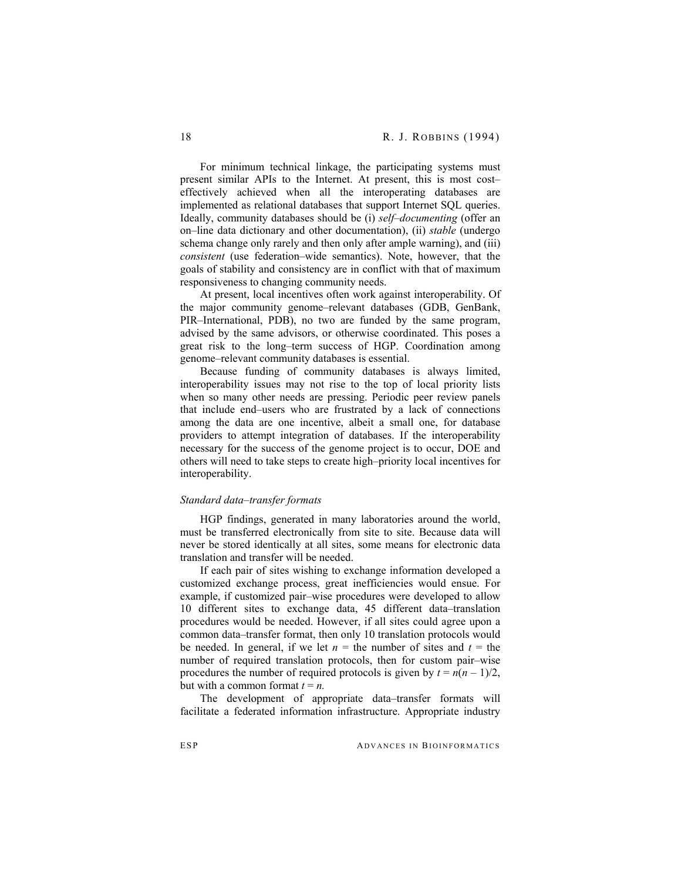For minimum technical linkage, the participating systems must present similar APIs to the Internet. At present, this is most cost–effectively achieved when all the interoperating databases are implemented as relational databases that support Internet SQL queries. Ideally, community databases should be (i) *self–documenting* (offer an on–line data dictionary and other documentation), (ii) *stable* (undergo schema change only rarely and then only after ample warning), and (iii) *consistent* (use federation–wide semantics). Note, however, that the goals of stability and consistency are in conflict with that of maximum responsiveness to changing community needs.

At present, local incentives often work against interoperability. Of the major community genome–relevant databases (GDB, GenBank, PIR–International, PDB), no two are funded by the same program, advised by the same advisors, or otherwise coordinated. This poses a great risk to the long–term success of HGP. Coordination among genome–relevant community databases is essential.

Because funding of community databases is always limited, interoperability issues may not rise to the top of local priority lists when so many other needs are pressing. Periodic peer review panels that include end–users who are frustrated by a lack of connections among the data are one incentive, albeit a small one, for database providers to attempt integration of databases. If the interoperability necessary for the success of the genome project is to occur, DOE and others will need to take steps to create high–priority local incentives for interoperability.

*Standard data–transfer formats*

HGP findings, generated in many laboratories around the world, must be transferred electronically from site to site. Because data will never be stored identically at all sites, some means for electronic data translation and transfer will be needed.

If each pair of sites wishing to exchange information developed a customized exchange process, great inefficiencies would ensue. For example, if customized pair–wise procedures were developed to allow 10 different sites to exchange data, 45 different data–translation procedures would be needed. However, if all sites could agree upon a common data–transfer format, then only 10 translation protocols would be needed. In general, if we let $n$ = the number of sites and $t$ = the number of required translation protocols, then for custom pair–wise procedures the number of required protocols is given by $t = n(n - 1)/2$, but with a common format $t = n$.

The development of appropriate data–transfer formats will facilitate a federated information infrastructure. Appropriate industry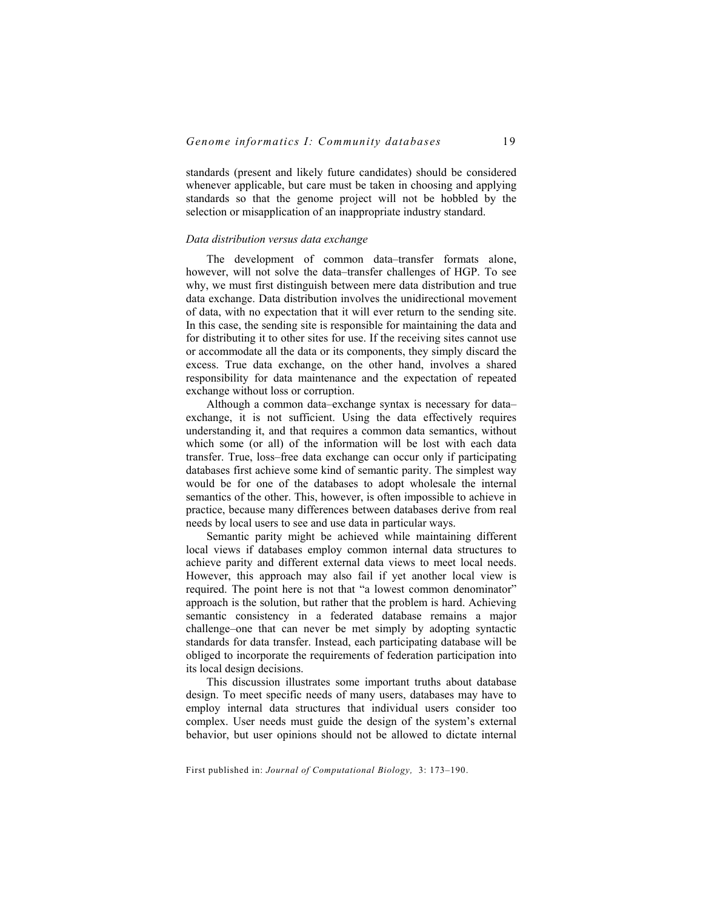standards (present and likely future candidates) should be considered whenever applicable, but care must be taken in choosing and applying standards so that the genome project will not be hobbled by the selection or misapplication of an inappropriate industry standard.

*Data distribution versus data exchange*

The development of common data–transfer formats alone, however, will not solve the data–transfer challenges of HGP. To see why, we must first distinguish between mere data distribution and true data exchange. Data distribution involves the unidirectional movement of data, with no expectation that it will ever return to the sending site. In this case, the sending site is responsible for maintaining the data and for distributing it to other sites for use. If the receiving sites cannot use or accommodate all the data or its components, they simply discard the excess. True data exchange, on the other hand, involves a shared responsibility for data maintenance and the expectation of repeated exchange without loss or corruption.

Although a common data–exchange syntax is necessary for data–exchange, it is not sufficient. Using the data effectively requires understanding it, and that requires a common data semantics, without which some (or all) of the information will be lost with each data transfer. True, loss–free data exchange can occur only if participating databases first achieve some kind of semantic parity. The simplest way would be for one of the databases to adopt wholesale the internal semantics of the other. This, however, is often impossible to achieve in practice, because many differences between databases derive from real needs by local users to see and use data in particular ways.

Semantic parity might be achieved while maintaining different local views if databases employ common internal data structures to achieve parity and different external data views to meet local needs. However, this approach may also fail if yet another local view is required. The point here is not that "a lowest common denominator" approach is the solution, but rather that the problem is hard. Achieving semantic consistency in a federated database remains a major challenge–one that can never be met simply by adopting syntactic standards for data transfer. Instead, each participating database will be obliged to incorporate the requirements of federation participation into its local design decisions.

This discussion illustrates some important truths about database design. To meet specific needs of many users, databases may have to employ internal data structures that individual users consider too complex. User needs must guide the design of the system's external behavior, but user opinions should not be allowed to dictate internal

First published in: *Journal of Computational Biology,* 3: 173–190.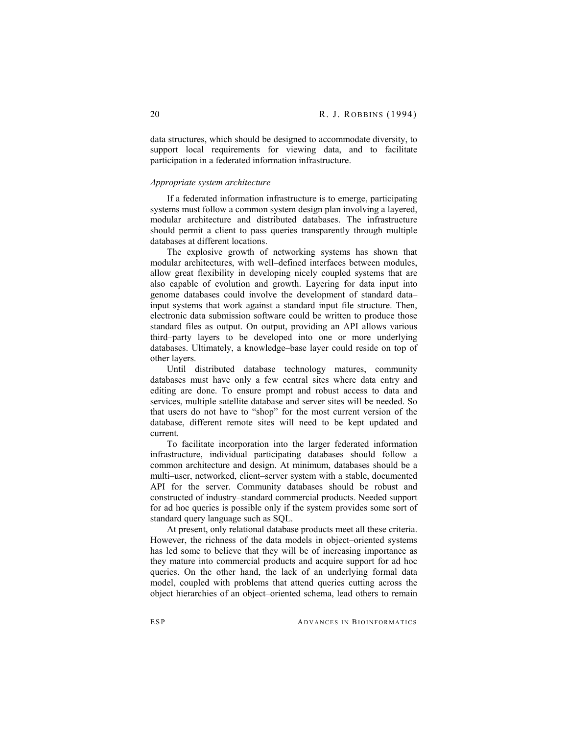data structures, which should be designed to accommodate diversity, to support local requirements for viewing data, and to facilitate participation in a federated information infrastructure.

*Appropriate system architecture*

If a federated information infrastructure is to emerge, participating systems must follow a common system design plan involving a layered, modular architecture and distributed databases. The infrastructure should permit a client to pass queries transparently through multiple databases at different locations.

The explosive growth of networking systems has shown that modular architectures, with well–defined interfaces between modules, allow great flexibility in developing nicely coupled systems that are also capable of evolution and growth. Layering for data input into genome databases could involve the development of standard data–input systems that work against a standard input file structure. Then, electronic data submission software could be written to produce those standard files as output. On output, providing an API allows various third–party layers to be developed into one or more underlying databases. Ultimately, a knowledge–base layer could reside on top of other layers.

Until distributed database technology matures, community databases must have only a few central sites where data entry and editing are done. To ensure prompt and robust access to data and services, multiple satellite database and server sites will be needed. So that users do not have to "shop" for the most current version of the database, different remote sites will need to be kept updated and current.

To facilitate incorporation into the larger federated information infrastructure, individual participating databases should follow a common architecture and design. At minimum, databases should be a multi–user, networked, client–server system with a stable, documented API for the server. Community databases should be robust and constructed of industry–standard commercial products. Needed support for ad hoc queries is possible only if the system provides some sort of standard query language such as SQL.

At present, only relational database products meet all these criteria. However, the richness of the data models in object–oriented systems has led some to believe that they will be of increasing importance as they mature into commercial products and acquire support for ad hoc queries. On the other hand, the lack of an underlying formal data model, coupled with problems that attend queries cutting across the object hierarchies of an object–oriented schema, lead others to remain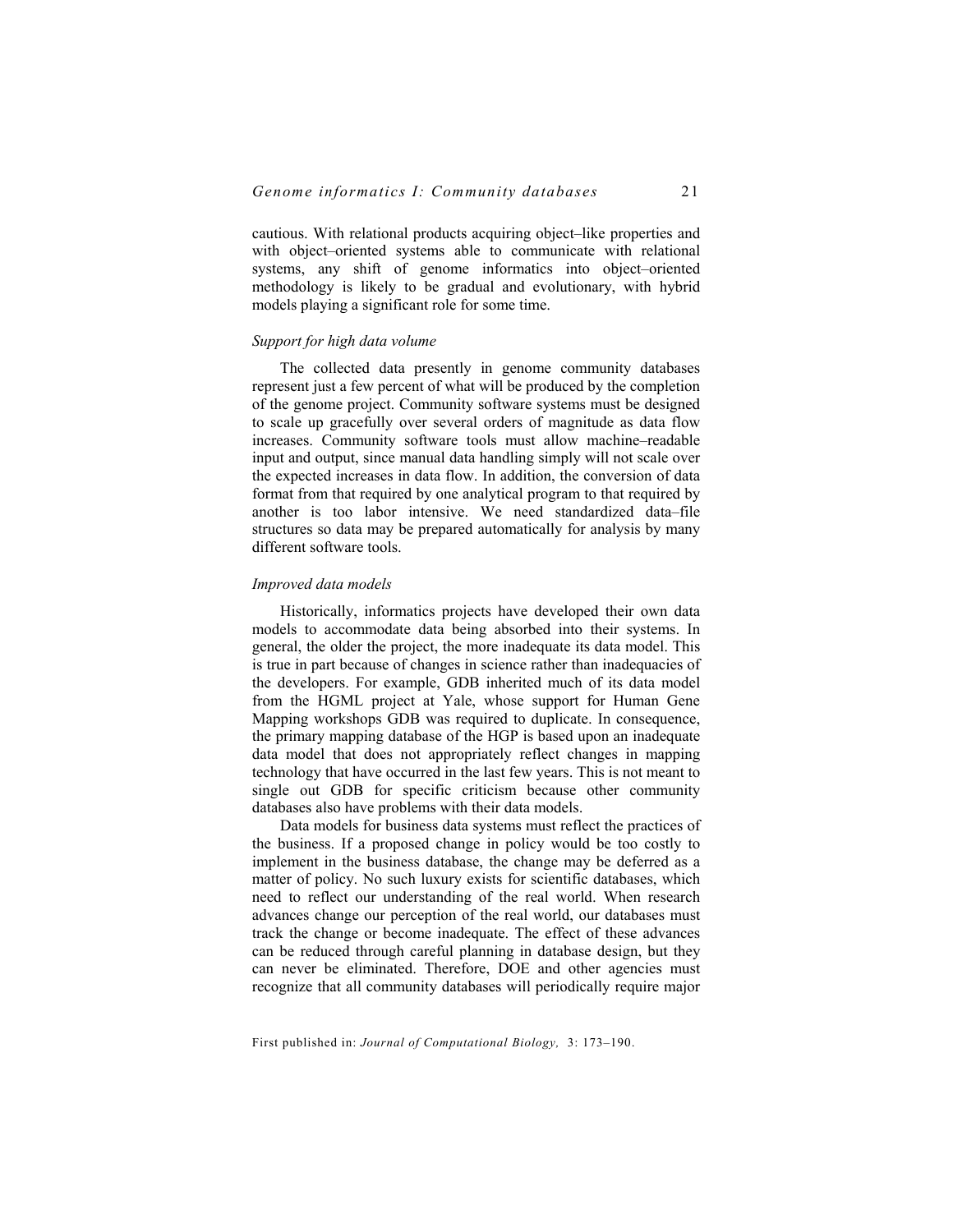cautious. With relational products acquiring object–like properties and with object–oriented systems able to communicate with relational systems, any shift of genome informatics into object–oriented methodology is likely to be gradual and evolutionary, with hybrid models playing a significant role for some time.

### *Support for high data volume*

The collected data presently in genome community databases represent just a few percent of what will be produced by the completion of the genome project. Community software systems must be designed to scale up gracefully over several orders of magnitude as data flow increases. Community software tools must allow machine–readable input and output, since manual data handling simply will not scale over the expected increases in data flow. In addition, the conversion of data format from that required by one analytical program to that required by another is too labor intensive. We need standardized data–file structures so data may be prepared automatically for analysis by many different software tools.

### *Improved data models*

Historically, informatics projects have developed their own data models to accommodate data being absorbed into their systems. In general, the older the project, the more inadequate its data model. This is true in part because of changes in science rather than inadequacies of the developers. For example, GDB inherited much of its data model from the HGML project at Yale, whose support for Human Gene Mapping workshops GDB was required to duplicate. In consequence, the primary mapping database of the HGP is based upon an inadequate data model that does not appropriately reflect changes in mapping technology that have occurred in the last few years. This is not meant to single out GDB for specific criticism because other community databases also have problems with their data models.

Data models for business data systems must reflect the practices of the business. If a proposed change in policy would be too costly to implement in the business database, the change may be deferred as a matter of policy. No such luxury exists for scientific databases, which need to reflect our understanding of the real world. When research advances change our perception of the real world, our databases must track the change or become inadequate. The effect of these advances can be reduced through careful planning in database design, but they can never be eliminated. Therefore, DOE and other agencies must recognize that all community databases will periodically require major

First published in: *Journal of Computational Biology,* 3: 173–190.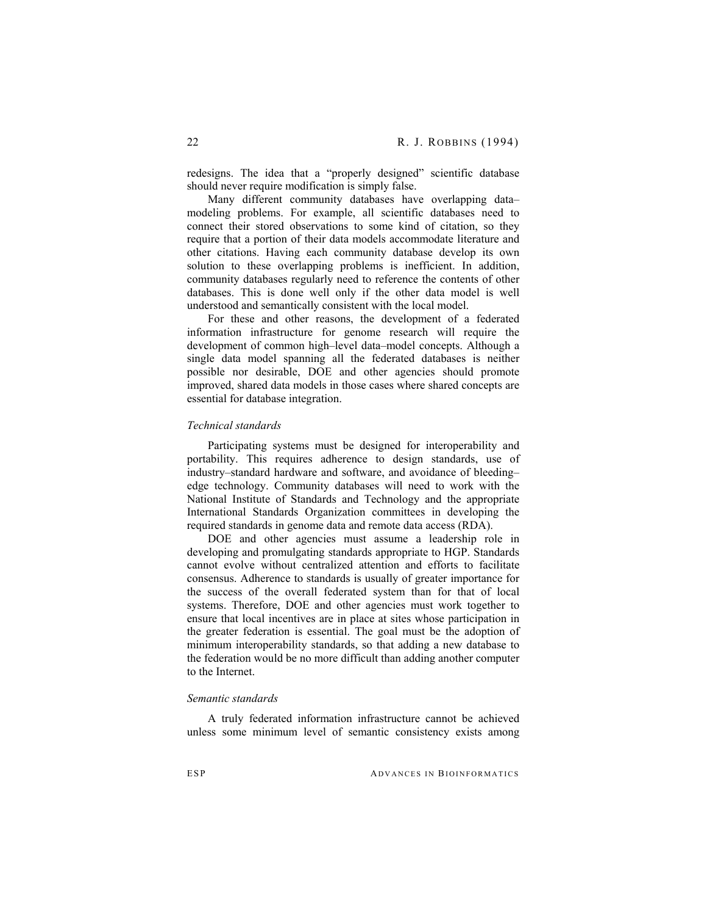redesigns. The idea that a "properly designed" scientific database should never require modification is simply false.

Many different community databases have overlapping data–modeling problems. For example, all scientific databases need to connect their stored observations to some kind of citation, so they require that a portion of their data models accommodate literature and other citations. Having each community database develop its own solution to these overlapping problems is inefficient. In addition, community databases regularly need to reference the contents of other databases. This is done well only if the other data model is well understood and semantically consistent with the local model.

For these and other reasons, the development of a federated information infrastructure for genome research will require the development of common high–level data–model concepts. Although a single data model spanning all the federated databases is neither possible nor desirable, DOE and other agencies should promote improved, shared data models in those cases where shared concepts are essential for database integration.

*Technical standards*

Participating systems must be designed for interoperability and portability. This requires adherence to design standards, use of industry–standard hardware and software, and avoidance of bleeding–edge technology. Community databases will need to work with the National Institute of Standards and Technology and the appropriate International Standards Organization committees in developing the required standards in genome data and remote data access (RDA).

DOE and other agencies must assume a leadership role in developing and promulgating standards appropriate to HGP. Standards cannot evolve without centralized attention and efforts to facilitate consensus. Adherence to standards is usually of greater importance for the success of the overall federated system than for that of local systems. Therefore, DOE and other agencies must work together to ensure that local incentives are in place at sites whose participation in the greater federation is essential. The goal must be the adoption of minimum interoperability standards, so that adding a new database to the federation would be no more difficult than adding another computer to the Internet.

*Semantic standards*

A truly federated information infrastructure cannot be achieved unless some minimum level of semantic consistency exists among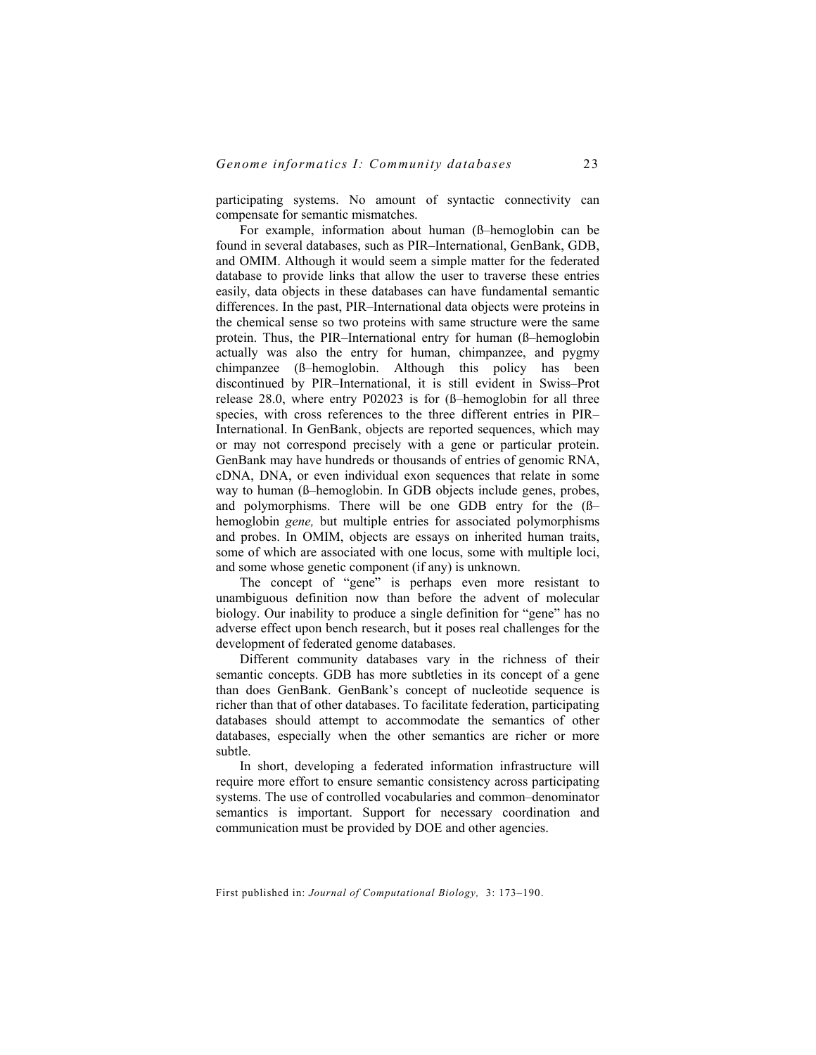participating systems. No amount of syntactic connectivity can compensate for semantic mismatches.

For example, information about human (ß–hemoglobin can be found in several databases, such as PIR–International, GenBank, GDB, and OMIM. Although it would seem a simple matter for the federated database to provide links that allow the user to traverse these entries easily, data objects in these databases can have fundamental semantic differences. In the past, PIR–International data objects were proteins in the chemical sense so two proteins with same structure were the same protein. Thus, the PIR–International entry for human (ß–hemoglobin actually was also the entry for human, chimpanzee, and pygmy chimpanzee (ß–hemoglobin. Although this policy has been discontinued by PIR–International, it is still evident in Swiss–Prot release 28.0, where entry P02023 is for (ß–hemoglobin for all three species, with cross references to the three different entries in PIR–International. In GenBank, objects are reported sequences, which may or may not correspond precisely with a gene or particular protein. GenBank may have hundreds or thousands of entries of genomic RNA, cDNA, DNA, or even individual exon sequences that relate in some way to human (ß–hemoglobin. In GDB objects include genes, probes, and polymorphisms. There will be one GDB entry for the (ß–hemoglobin *gene,* but multiple entries for associated polymorphisms and probes. In OMIM, objects are essays on inherited human traits, some of which are associated with one locus, some with multiple loci, and some whose genetic component (if any) is unknown.

The concept of "gene" is perhaps even more resistant to unambiguous definition now than before the advent of molecular biology. Our inability to produce a single definition for "gene" has no adverse effect upon bench research, but it poses real challenges for the development of federated genome databases.

Different community databases vary in the richness of their semantic concepts. GDB has more subtleties in its concept of a gene than does GenBank. GenBank's concept of nucleotide sequence is richer than that of other databases. To facilitate federation, participating databases should attempt to accommodate the semantics of other databases, especially when the other semantics are richer or more subtle.

In short, developing a federated information infrastructure will require more effort to ensure semantic consistency across participating systems. The use of controlled vocabularies and common–denominator semantics is important. Support for necessary coordination and communication must be provided by DOE and other agencies.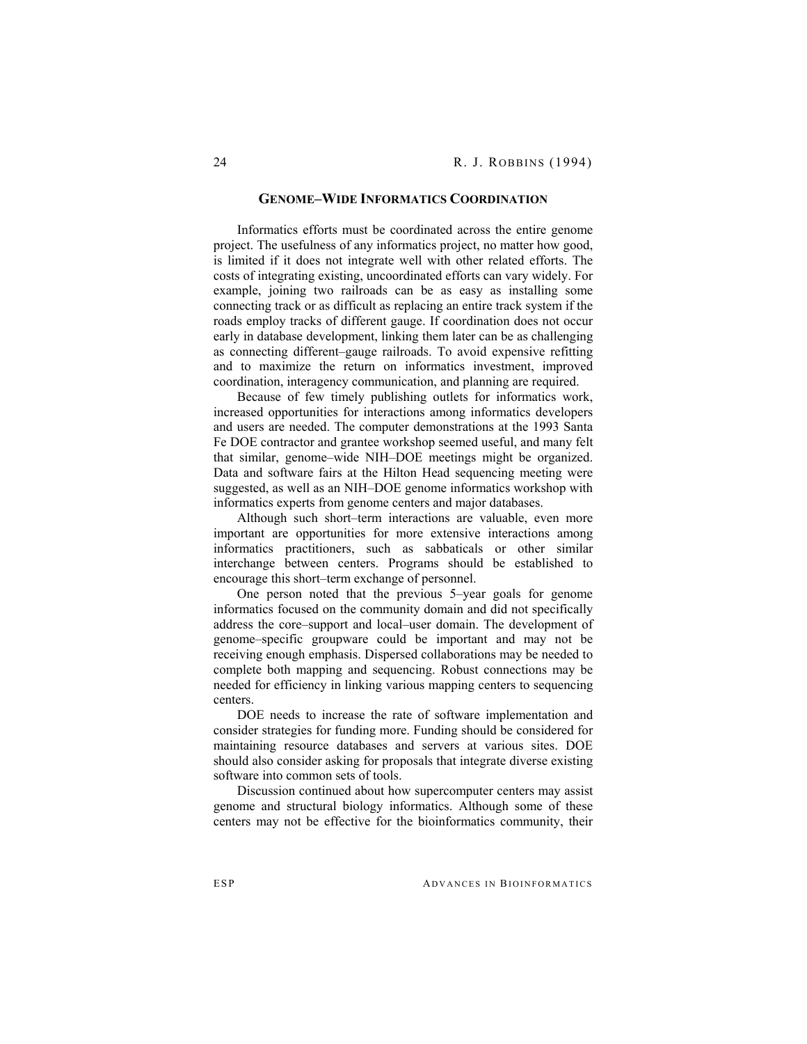## GENOME–WIDE INFORMATICS COORDINATION

Informatics efforts must be coordinated across the entire genome project. The usefulness of any informatics project, no matter how good, is limited if it does not integrate well with other related efforts. The costs of integrating existing, uncoordinated efforts can vary widely. For example, joining two railroads can be as easy as installing some connecting track or as difficult as replacing an entire track system if the roads employ tracks of different gauge. If coordination does not occur early in database development, linking them later can be as challenging as connecting different–gauge railroads. To avoid expensive refitting and to maximize the return on informatics investment, improved coordination, interagency communication, and planning are required.

Because of few timely publishing outlets for informatics work, increased opportunities for interactions among informatics developers and users are needed. The computer demonstrations at the 1993 Santa Fe DOE contractor and grantee workshop seemed useful, and many felt that similar, genome–wide NIH–DOE meetings might be organized. Data and software fairs at the Hilton Head sequencing meeting were suggested, as well as an NIH–DOE genome informatics workshop with informatics experts from genome centers and major databases.

Although such short–term interactions are valuable, even more important are opportunities for more extensive interactions among informatics practitioners, such as sabbaticals or other similar interchange between centers. Programs should be established to encourage this short–term exchange of personnel.

One person noted that the previous 5–year goals for genome informatics focused on the community domain and did not specifically address the core–support and local–user domain. The development of genome–specific groupware could be important and may not be receiving enough emphasis. Dispersed collaborations may be needed to complete both mapping and sequencing. Robust connections may be needed for efficiency in linking various mapping centers to sequencing centers.

DOE needs to increase the rate of software implementation and consider strategies for funding more. Funding should be considered for maintaining resource databases and servers at various sites. DOE should also consider asking for proposals that integrate diverse existing software into common sets of tools.

Discussion continued about how supercomputer centers may assist genome and structural biology informatics. Although some of these centers may not be effective for the bioinformatics community, their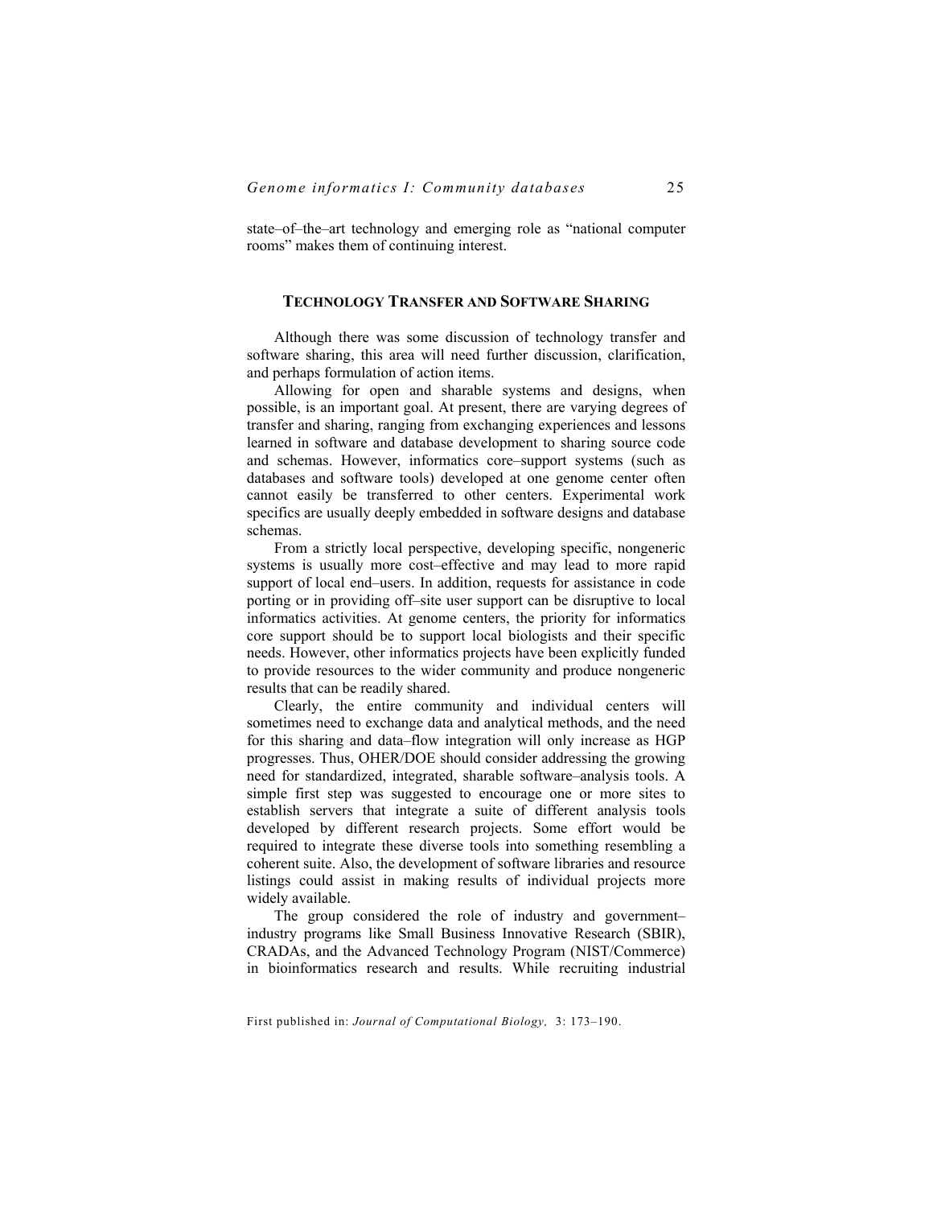state–of–the–art technology and emerging role as "national computer rooms" makes them of continuing interest.

## TECHNOLOGY TRANSFER AND SOFTWARE SHARING

Although there was some discussion of technology transfer and software sharing, this area will need further discussion, clarification, and perhaps formulation of action items.

Allowing for open and sharable systems and designs, when possible, is an important goal. At present, there are varying degrees of transfer and sharing, ranging from exchanging experiences and lessons learned in software and database development to sharing source code and schemas. However, informatics core–support systems (such as databases and software tools) developed at one genome center often cannot easily be transferred to other centers. Experimental work specifics are usually deeply embedded in software designs and database schemas.

From a strictly local perspective, developing specific, nongeneric systems is usually more cost–effective and may lead to more rapid support of local end–users. In addition, requests for assistance in code porting or in providing off–site user support can be disruptive to local informatics activities. At genome centers, the priority for informatics core support should be to support local biologists and their specific needs. However, other informatics projects have been explicitly funded to provide resources to the wider community and produce nongeneric results that can be readily shared.

Clearly, the entire community and individual centers will sometimes need to exchange data and analytical methods, and the need for this sharing and data–flow integration will only increase as HGP progresses. Thus, OHER/DOE should consider addressing the growing need for standardized, integrated, sharable software–analysis tools. A simple first step was suggested to encourage one or more sites to establish servers that integrate a suite of different analysis tools developed by different research projects. Some effort would be required to integrate these diverse tools into something resembling a coherent suite. Also, the development of software libraries and resource listings could assist in making results of individual projects more widely available.

The group considered the role of industry and government–industry programs like Small Business Innovative Research (SBIR), CRADAs, and the Advanced Technology Program (NIST/Commerce) in bioinformatics research and results. While recruiting industrial

First published in: *Journal of Computational Biology,* 3: 173–190.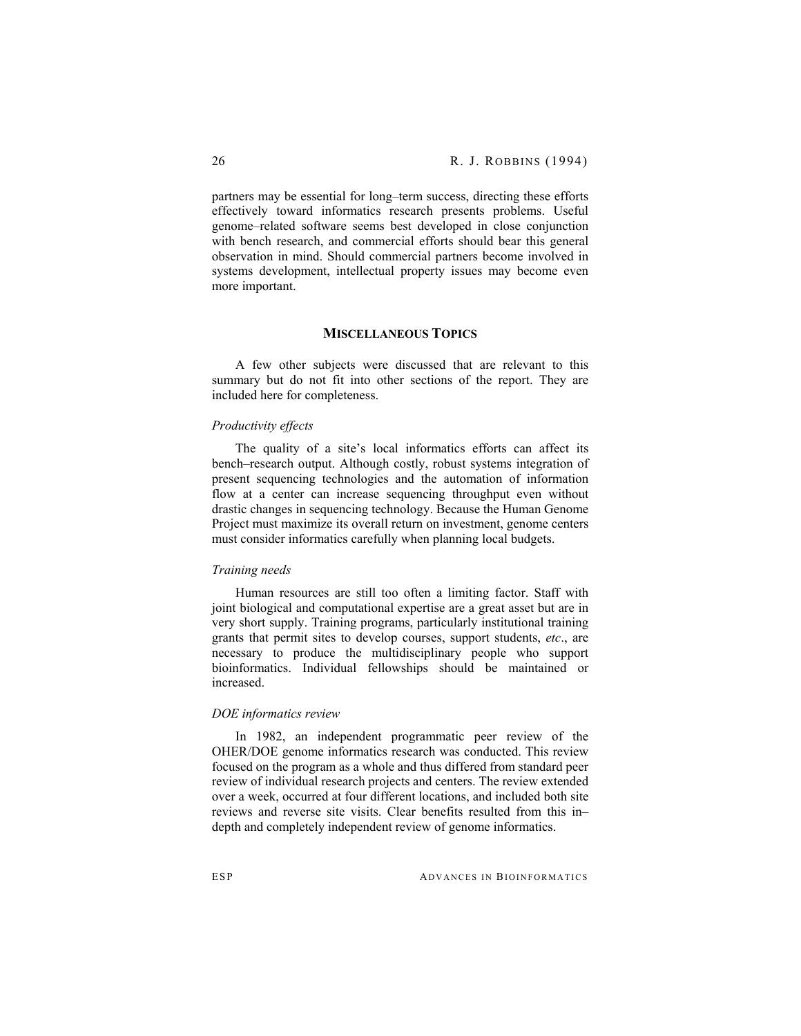partners may be essential for long–term success, directing these efforts effectively toward informatics research presents problems. Useful genome–related software seems best developed in close conjunction with bench research, and commercial efforts should bear this general observation in mind. Should commercial partners become involved in systems development, intellectual property issues may become even more important.

## MISCELLANEOUS TOPICS

A few other subjects were discussed that are relevant to this summary but do not fit into other sections of the report. They are included here for completeness.

### *Productivity effects*

The quality of a site's local informatics efforts can affect its bench–research output. Although costly, robust systems integration of present sequencing technologies and the automation of information flow at a center can increase sequencing throughput even without drastic changes in sequencing technology. Because the Human Genome Project must maximize its overall return on investment, genome centers must consider informatics carefully when planning local budgets.

### *Training needs*

Human resources are still too often a limiting factor. Staff with joint biological and computational expertise are a great asset but are in very short supply. Training programs, particularly institutional training grants that permit sites to develop courses, support students, *etc*., are necessary to produce the multidisciplinary people who support bioinformatics. Individual fellowships should be maintained or increased.

### *DOE informatics review*

In 1982, an independent programmatic peer review of the OHER/DOE genome informatics research was conducted. This review focused on the program as a whole and thus differed from standard peer review of individual research projects and centers. The review extended over a week, occurred at four different locations, and included both site reviews and reverse site visits. Clear benefits resulted from this in–depth and completely independent review of genome informatics.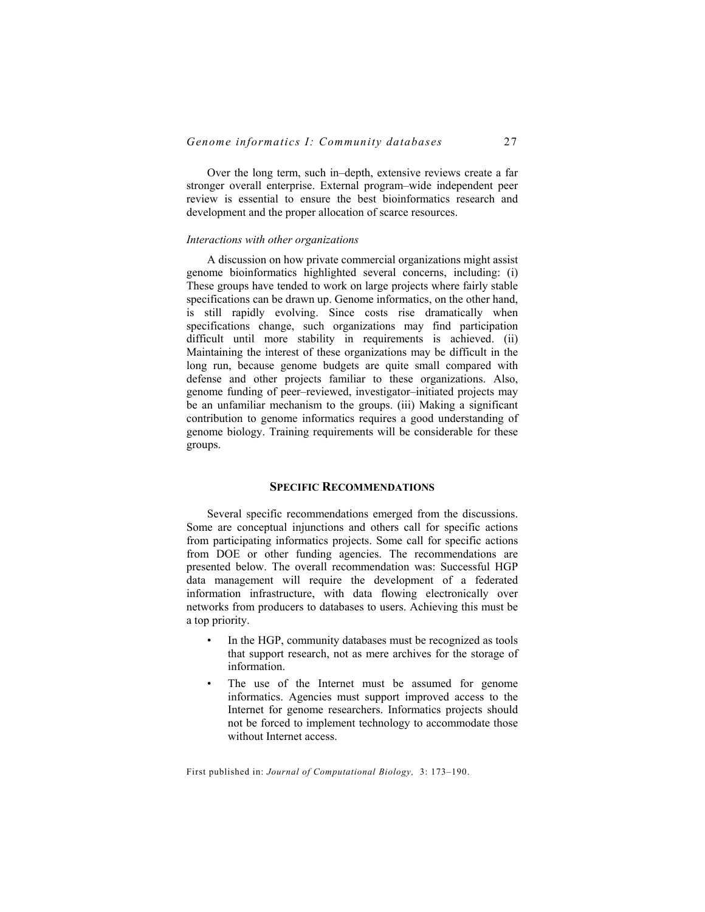Over the long term, such in–depth, extensive reviews create a far stronger overall enterprise. External program–wide independent peer review is essential to ensure the best bioinformatics research and development and the proper allocation of scarce resources.

*Interactions with other organizations*

A discussion on how private commercial organizations might assist genome bioinformatics highlighted several concerns, including: (i) These groups have tended to work on large projects where fairly stable specifications can be drawn up. Genome informatics, on the other hand, is still rapidly evolving. Since costs rise dramatically when specifications change, such organizations may find participation difficult until more stability in requirements is achieved. (ii) Maintaining the interest of these organizations may be difficult in the long run, because genome budgets are quite small compared with defense and other projects familiar to these organizations. Also, genome funding of peer–reviewed, investigator–initiated projects may be an unfamiliar mechanism to the groups. (iii) Making a significant contribution to genome informatics requires a good understanding of genome biology. Training requirements will be considerable for these groups.

## SPECIFIC RECOMMENDATIONS

Several specific recommendations emerged from the discussions. Some are conceptual injunctions and others call for specific actions from participating informatics projects. Some call for specific actions from DOE or other funding agencies. The recommendations are presented below. The overall recommendation was: Successful HGP data management will require the development of a federated information infrastructure, with data flowing electronically over networks from producers to databases to users. Achieving this must be a top priority.

- In the HGP, community databases must be recognized as tools that support research, not as mere archives for the storage of information.
- The use of the Internet must be assumed for genome informatics. Agencies must support improved access to the Internet for genome researchers. Informatics projects should not be forced to implement technology to accommodate those without Internet access.

First published in: *Journal of Computational Biology,* 3: 173–190.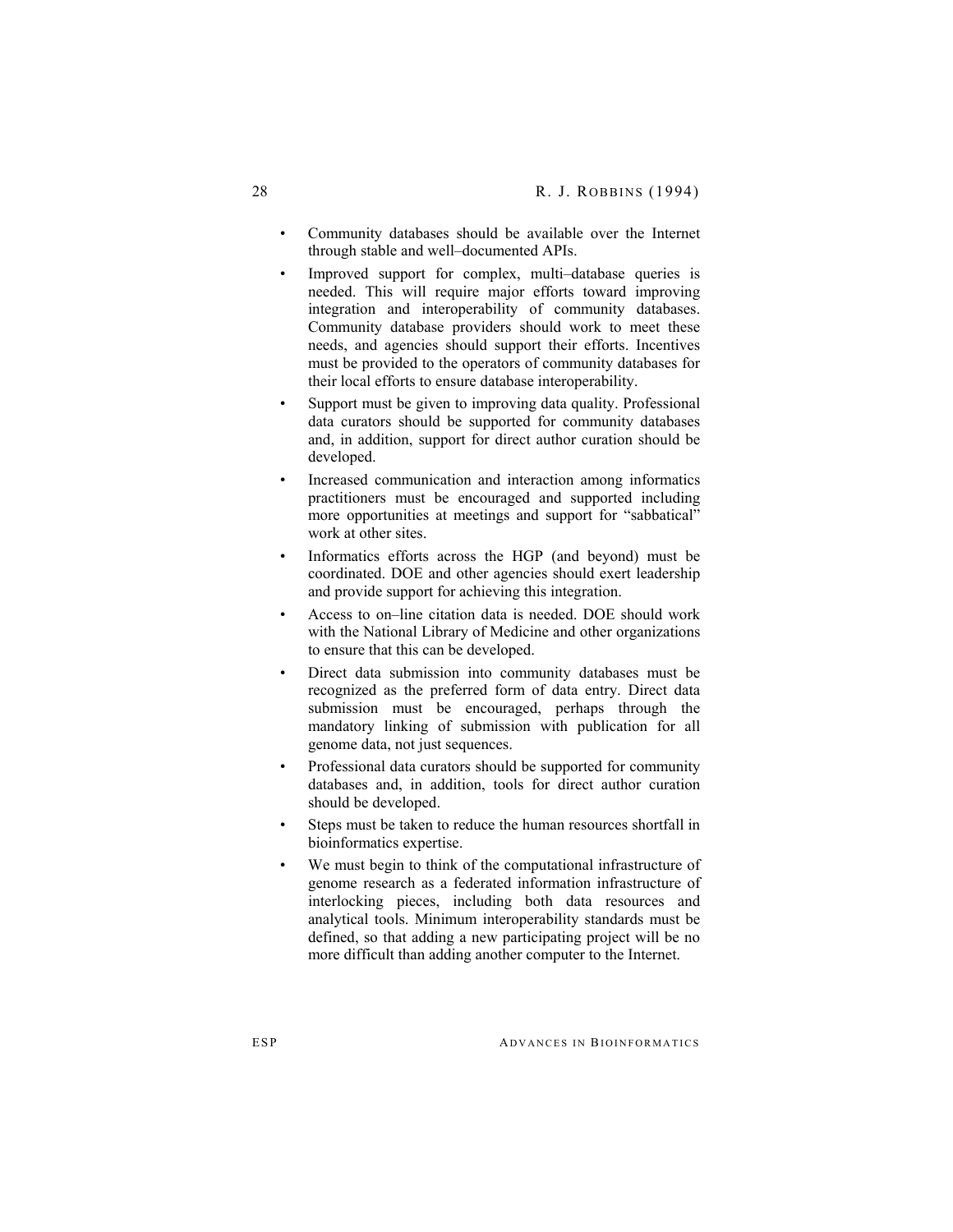- Community databases should be available over the Internet through stable and well–documented APIs.
- Improved support for complex, multi–database queries is needed. This will require major efforts toward improving integration and interoperability of community databases. Community database providers should work to meet these needs, and agencies should support their efforts. Incentives must be provided to the operators of community databases for their local efforts to ensure database interoperability.
- Support must be given to improving data quality. Professional data curators should be supported for community databases and, in addition, support for direct author curation should be developed.
- Increased communication and interaction among informatics practitioners must be encouraged and supported including more opportunities at meetings and support for "sabbatical" work at other sites.
- Informatics efforts across the HGP (and beyond) must be coordinated. DOE and other agencies should exert leadership and provide support for achieving this integration.
- Access to on–line citation data is needed. DOE should work with the National Library of Medicine and other organizations to ensure that this can be developed.
- Direct data submission into community databases must be recognized as the preferred form of data entry. Direct data submission must be encouraged, perhaps through the mandatory linking of submission with publication for all genome data, not just sequences.
- Professional data curators should be supported for community databases and, in addition, tools for direct author curation should be developed.
- Steps must be taken to reduce the human resources shortfall in bioinformatics expertise.
- We must begin to think of the computational infrastructure of genome research as a federated information infrastructure of interlocking pieces, including both data resources and analytical tools. Minimum interoperability standards must be defined, so that adding a new participating project will be no more difficult than adding another computer to the Internet.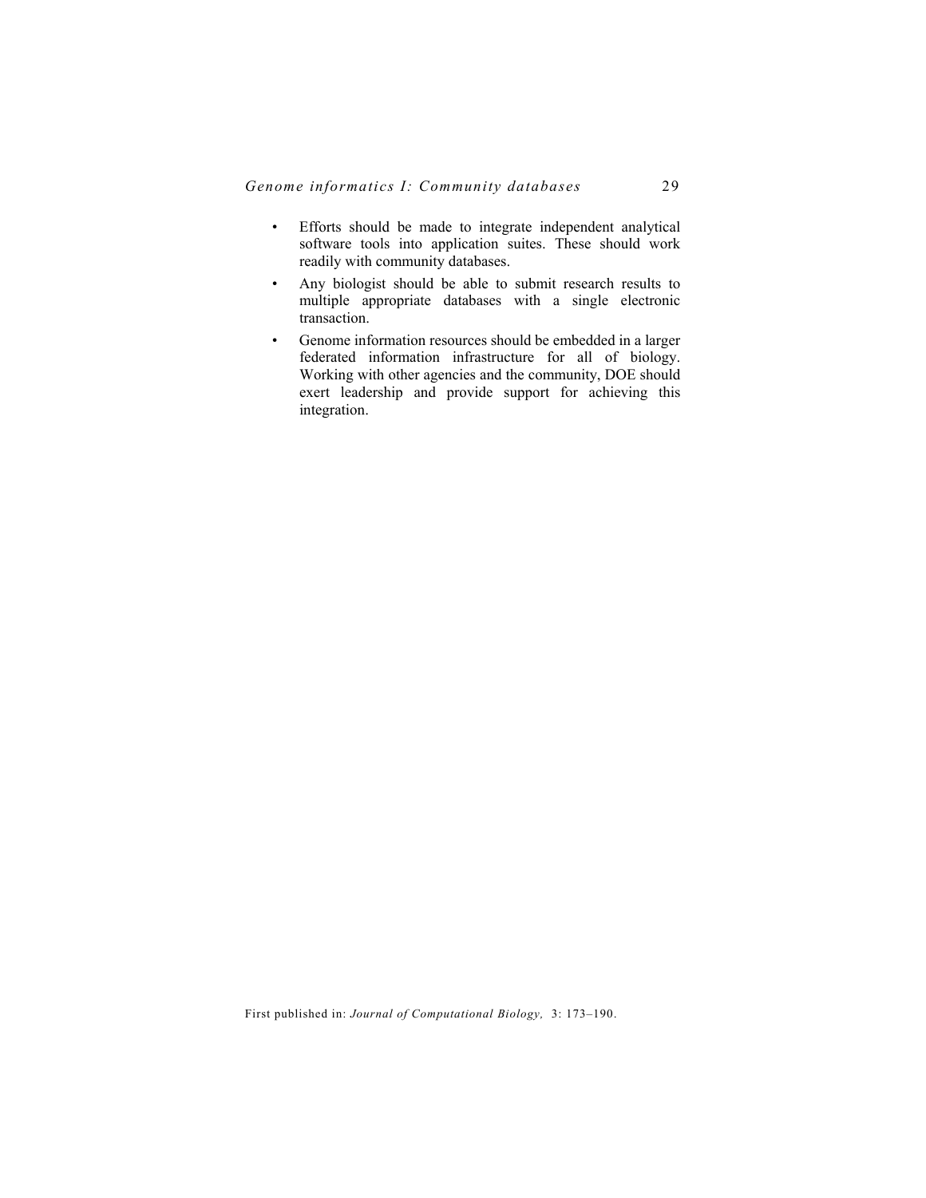- Efforts should be made to integrate independent analytical software tools into application suites. These should work readily with community databases.
- Any biologist should be able to submit research results to multiple appropriate databases with a single electronic transaction.
- Genome information resources should be embedded in a larger federated information infrastructure for all of biology. Working with other agencies and the community, DOE should exert leadership and provide support for achieving this integration.

First published in: *Journal of Computational Biology,* 3: 173–190.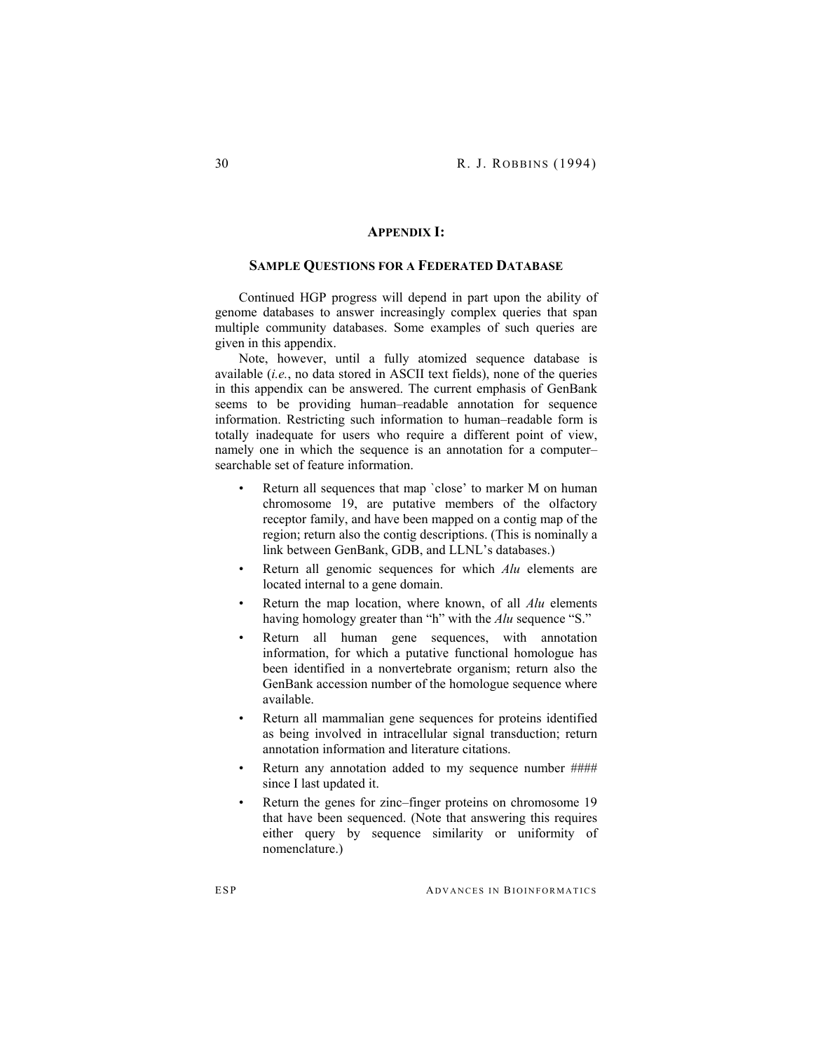## APPENDIX I:

### SAMPLE QUESTIONS FOR A FEDERATED DATABASE

Continued HGP progress will depend in part upon the ability of genome databases to answer increasingly complex queries that span multiple community databases. Some examples of such queries are given in this appendix.

Note, however, until a fully atomized sequence database is available (*i.e.*, no data stored in ASCII text fields), none of the queries in this appendix can be answered. The current emphasis of GenBank seems to be providing human–readable annotation for sequence information. Restricting such information to human–readable form is totally inadequate for users who require a different point of view, namely one in which the sequence is an annotation for a computer–searchable set of feature information.

- Return all sequences that map `close' to marker M on human chromosome 19, are putative members of the olfactory receptor family, and have been mapped on a contig map of the region; return also the contig descriptions. (This is nominally a link between GenBank, GDB, and LLNL's databases.)
- Return all genomic sequences for which *Alu* elements are located internal to a gene domain.
- Return the map location, where known, of all *Alu* elements having homology greater than "h" with the *Alu* sequence "S."
- Return all human gene sequences, with annotation information, for which a putative functional homologue has been identified in a nonvertebrate organism; return also the GenBank accession number of the homologue sequence where available.
- Return all mammalian gene sequences for proteins identified as being involved in intracellular signal transduction; return annotation information and literature citations.
- Return any annotation added to my sequence number #### since I last updated it.
- Return the genes for zinc–finger proteins on chromosome 19 that have been sequenced. (Note that answering this requires either query by sequence similarity or uniformity of nomenclature.)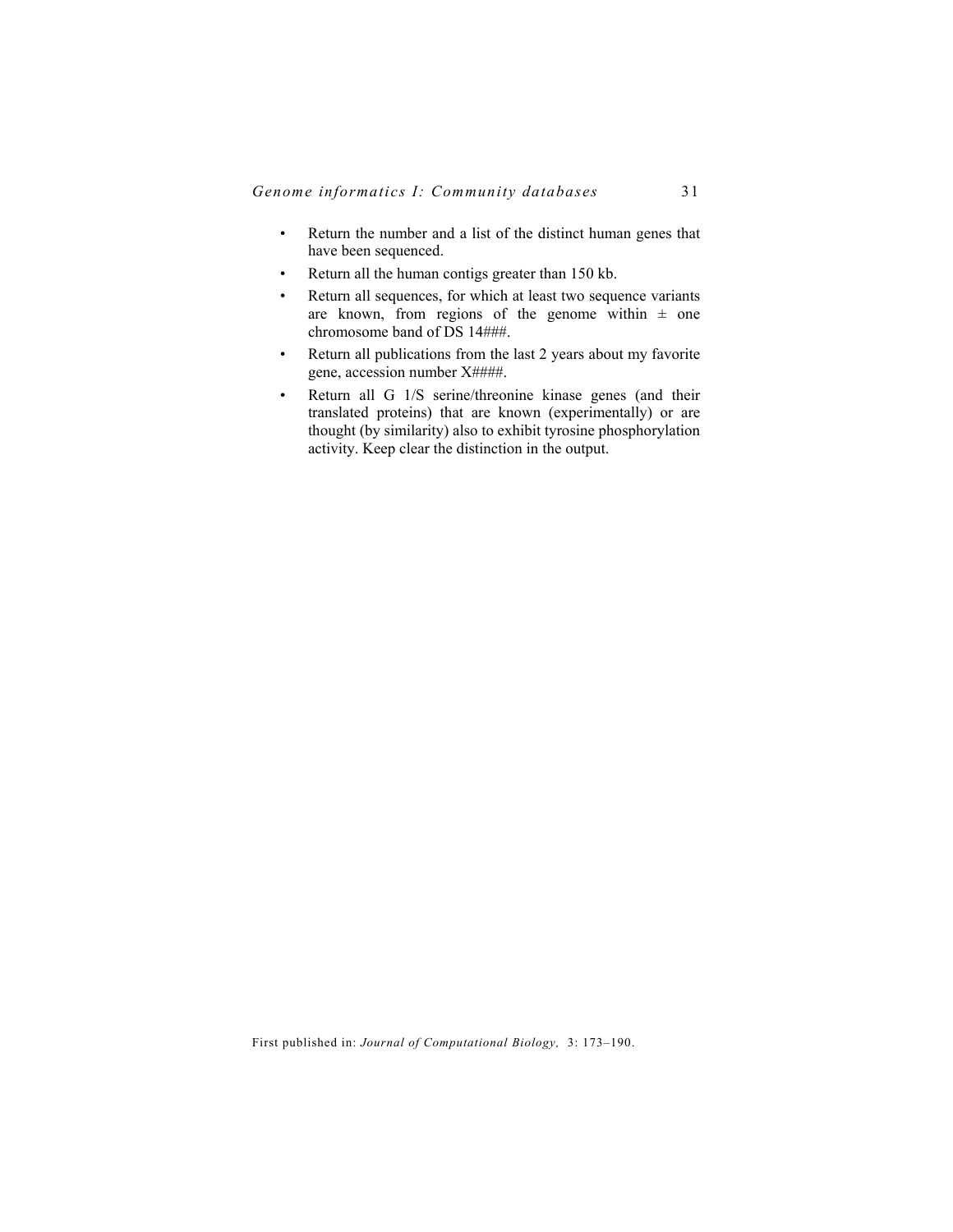- Return the number and a list of the distinct human genes that have been sequenced.
- Return all the human contigs greater than 150 kb.
- Return all sequences, for which at least two sequence variants are known, from regions of the genome within ± one chromosome band of DS 14###.
- Return all publications from the last 2 years about my favorite gene, accession number X####.
- Return all G 1/S serine/threonine kinase genes (and their translated proteins) that are known (experimentally) or are thought (by similarity) also to exhibit tyrosine phosphorylation activity. Keep clear the distinction in the output.

First published in: *Journal of Computational Biology,* 3: 173–190.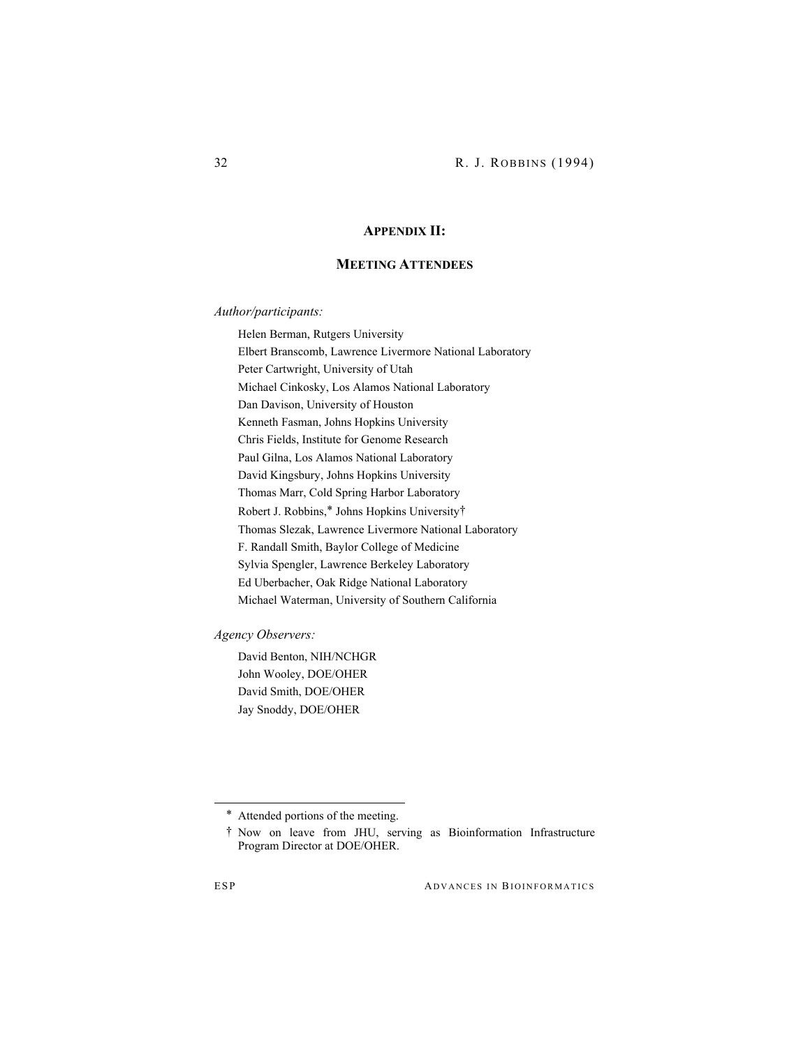## APPENDIX II:

## MEETING ATTENDEES

*Author/participants:*

Helen Berman, Rutgers University
Elbert Branscomb, Lawrence Livermore National Laboratory
Peter Cartwright, University of Utah
Michael Cinkosky, Los Alamos National Laboratory
Dan Davison, University of Houston
Kenneth Fasman, Johns Hopkins University
Chris Fields, Institute for Genome Research
Paul Gilna, Los Alamos National Laboratory
David Kingsbury, Johns Hopkins University
Thomas Marr, Cold Spring Harbor Laboratory
Robert J. Robbins,* Johns Hopkins University†
Thomas Slezak, Lawrence Livermore National Laboratory
F. Randall Smith, Baylor College of Medicine
Sylvia Spengler, Lawrence Berkeley Laboratory
Ed Uberbacher, Oak Ridge National Laboratory
Michael Waterman, University of Southern California

*Agency Observers:*

David Benton, NIH/NCHGR
John Wooley, DOE/OHER
David Smith, DOE/OHER
Jay Snoddy, DOE/OHER

---

* Attended portions of the meeting.

† Now on leave from JHU, serving as Bioinformation Infrastructure Program Director at DOE/OHER.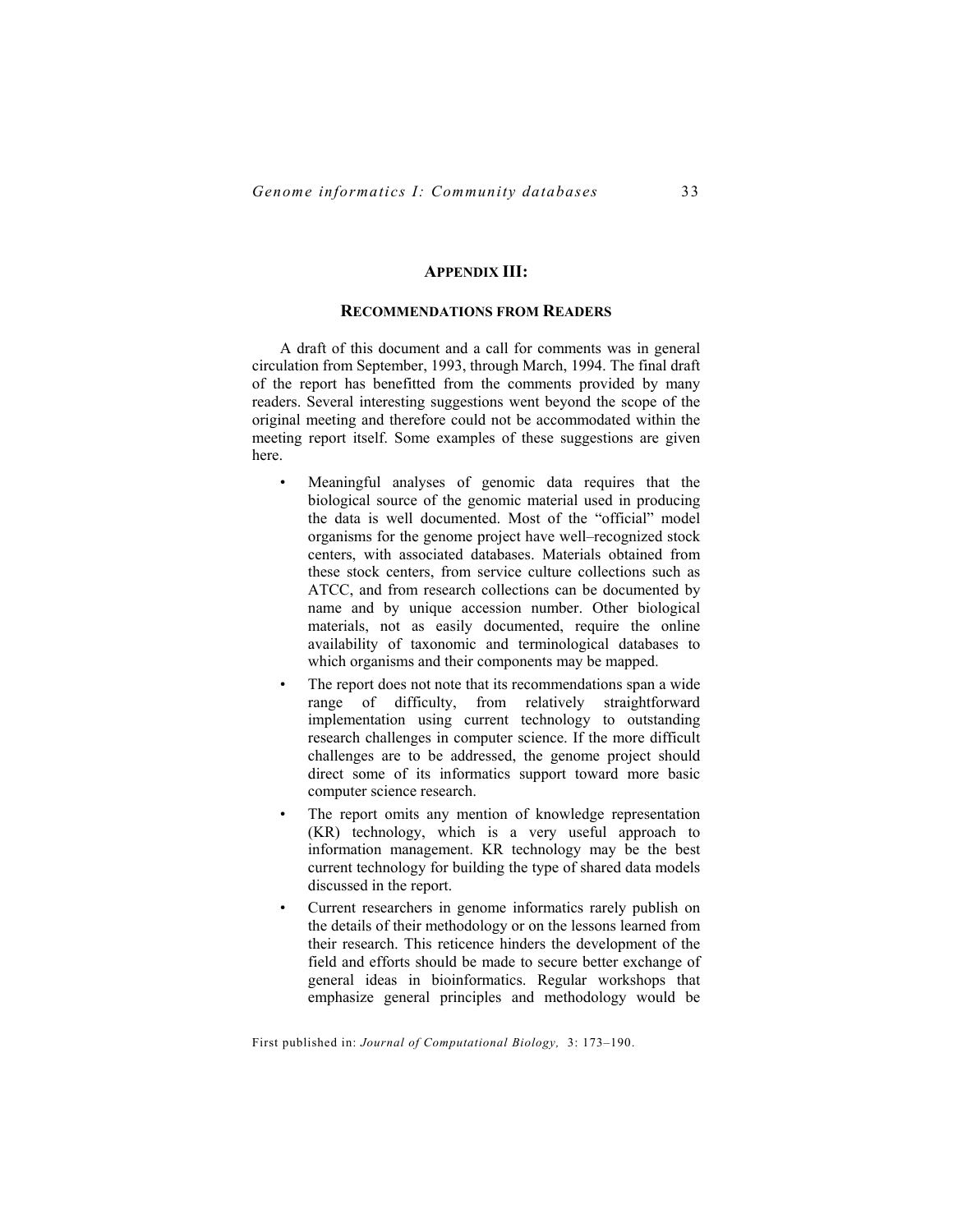## APPENDIX III:

## RECOMMENDATIONS FROM READERS

A draft of this document and a call for comments was in general circulation from September, 1993, through March, 1994. The final draft of the report has benefitted from the comments provided by many readers. Several interesting suggestions went beyond the scope of the original meeting and therefore could not be accommodated within the meeting report itself. Some examples of these suggestions are given here.

- Meaningful analyses of genomic data requires that the biological source of the genomic material used in producing the data is well documented. Most of the "official" model organisms for the genome project have well–recognized stock centers, with associated databases. Materials obtained from these stock centers, from service culture collections such as ATCC, and from research collections can be documented by name and by unique accession number. Other biological materials, not as easily documented, require the online availability of taxonomic and terminological databases to which organisms and their components may be mapped.
- The report does not note that its recommendations span a wide range of difficulty, from relatively straightforward implementation using current technology to outstanding research challenges in computer science. If the more difficult challenges are to be addressed, the genome project should direct some of its informatics support toward more basic computer science research.
- The report omits any mention of knowledge representation (KR) technology, which is a very useful approach to information management. KR technology may be the best current technology for building the type of shared data models discussed in the report.
- Current researchers in genome informatics rarely publish on the details of their methodology or on the lessons learned from their research. This reticence hinders the development of the field and efforts should be made to secure better exchange of general ideas in bioinformatics. Regular workshops that emphasize general principles and methodology would be

First published in: *Journal of Computational Biology,* 3: 173–190.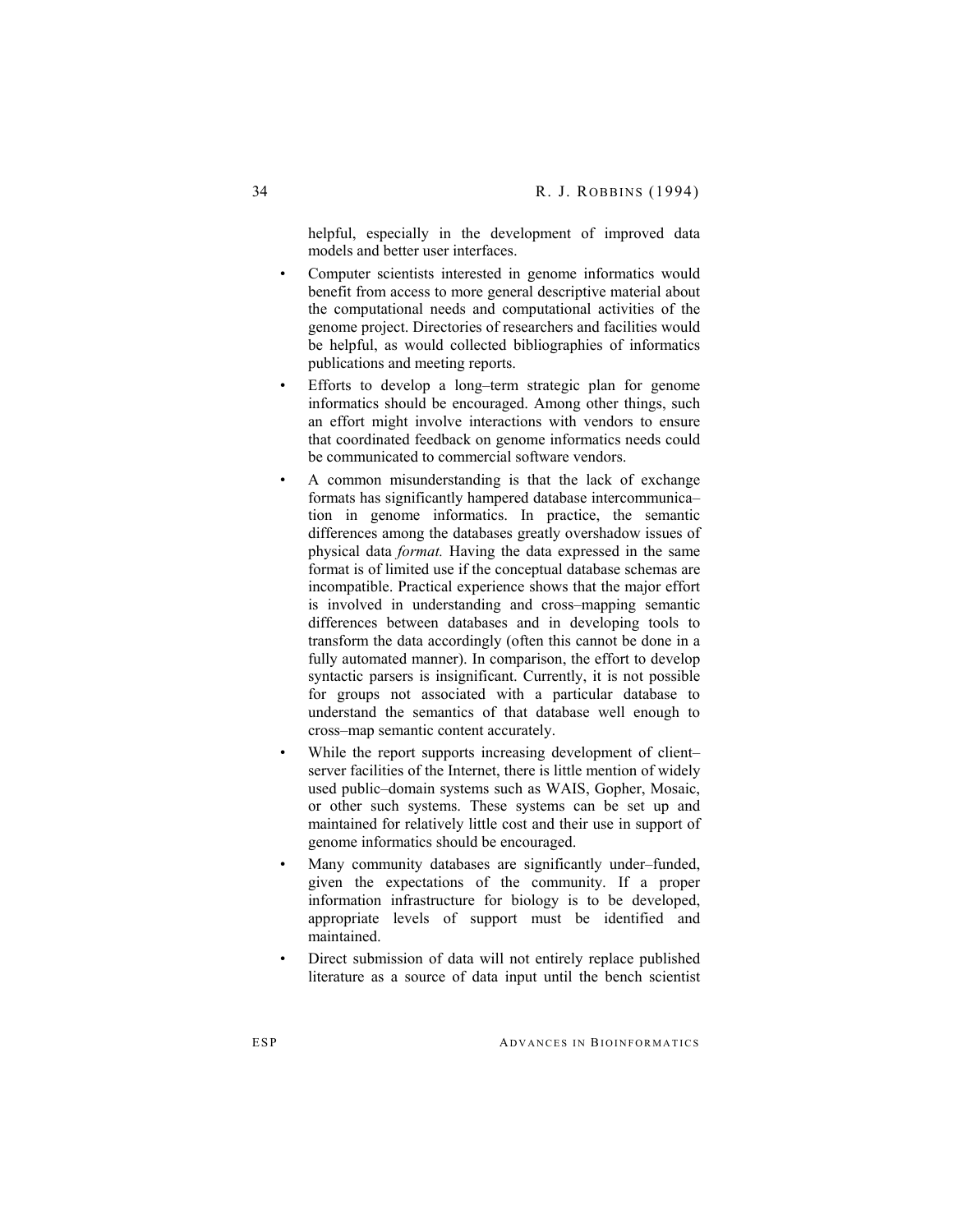helpful, especially in the development of improved data models and better user interfaces.

- Computer scientists interested in genome informatics would benefit from access to more general descriptive material about the computational needs and computational activities of the genome project. Directories of researchers and facilities would be helpful, as would collected bibliographies of informatics publications and meeting reports.
- Efforts to develop a long–term strategic plan for genome informatics should be encouraged. Among other things, such an effort might involve interactions with vendors to ensure that coordinated feedback on genome informatics needs could be communicated to commercial software vendors.
- A common misunderstanding is that the lack of exchange formats has significantly hampered database intercommunica–tion in genome informatics. In practice, the semantic differences among the databases greatly overshadow issues of physical data *format.* Having the data expressed in the same format is of limited use if the conceptual database schemas are incompatible. Practical experience shows that the major effort is involved in understanding and cross–mapping semantic differences between databases and in developing tools to transform the data accordingly (often this cannot be done in a fully automated manner). In comparison, the effort to develop syntactic parsers is insignificant. Currently, it is not possible for groups not associated with a particular database to understand the semantics of that database well enough to cross–map semantic content accurately.
- While the report supports increasing development of client–server facilities of the Internet, there is little mention of widely used public–domain systems such as WAIS, Gopher, Mosaic, or other such systems. These systems can be set up and maintained for relatively little cost and their use in support of genome informatics should be encouraged.
- Many community databases are significantly under–funded, given the expectations of the community. If a proper information infrastructure for biology is to be developed, appropriate levels of support must be identified and maintained.
- Direct submission of data will not entirely replace published literature as a source of data input until the bench scientist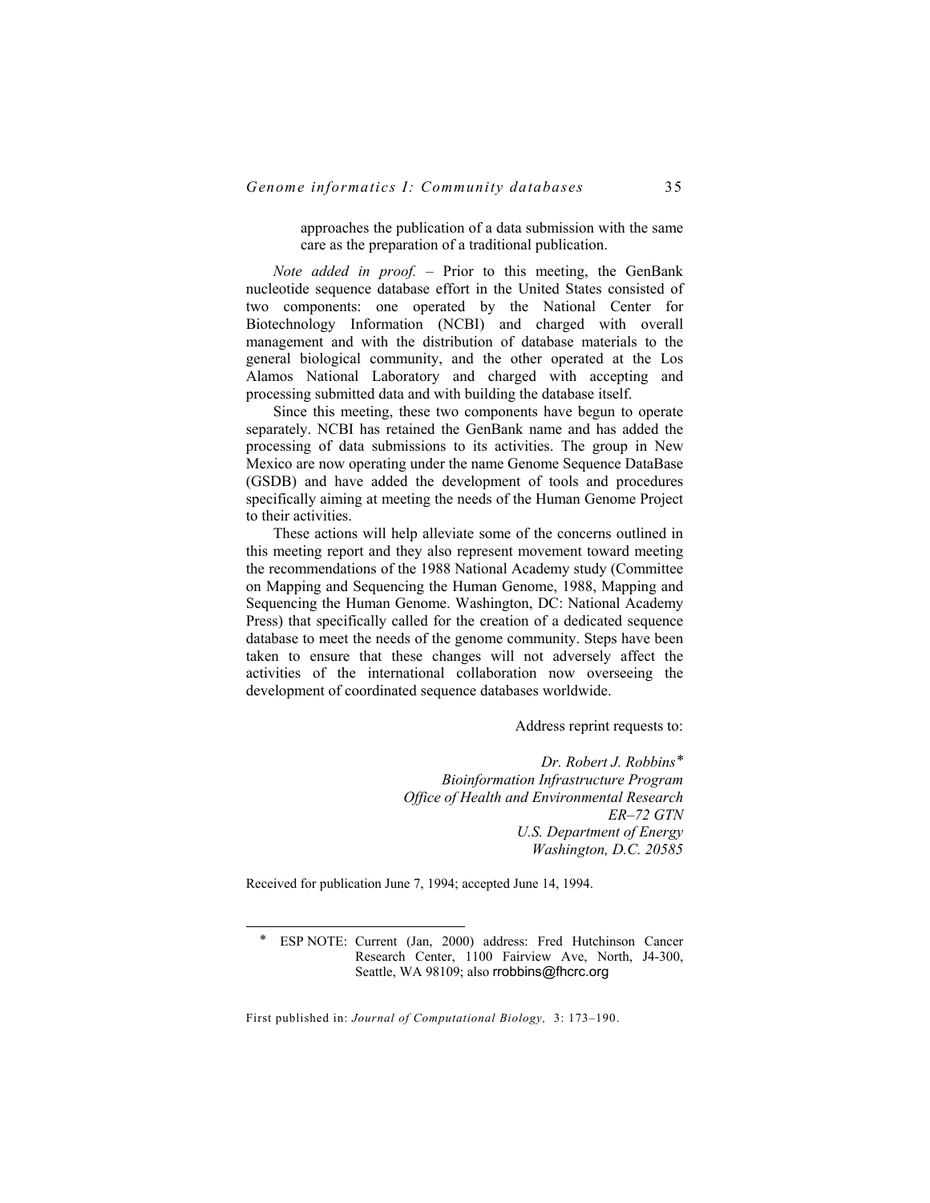approaches the publication of a data submission with the same care as the preparation of a traditional publication.

*Note added in proof.* – Prior to this meeting, the GenBank nucleotide sequence database effort in the United States consisted of two components: one operated by the National Center for Biotechnology Information (NCBI) and charged with overall management and with the distribution of database materials to the general biological community, and the other operated at the Los Alamos National Laboratory and charged with accepting and processing submitted data and with building the database itself.

Since this meeting, these two components have begun to operate separately. NCBI has retained the GenBank name and has added the processing of data submissions to its activities. The group in New Mexico are now operating under the name Genome Sequence DataBase (GSDB) and have added the development of tools and procedures specifically aiming at meeting the needs of the Human Genome Project to their activities.

These actions will help alleviate some of the concerns outlined in this meeting report and they also represent movement toward meeting the recommendations of the 1988 National Academy study (Committee on Mapping and Sequencing the Human Genome, 1988, Mapping and Sequencing the Human Genome. Washington, DC: National Academy Press) that specifically called for the creation of a dedicated sequence database to meet the needs of the genome community. Steps have been taken to ensure that these changes will not adversely affect the activities of the international collaboration now overseeing the development of coordinated sequence databases worldwide.

Address reprint requests to:

*Dr. Robert J. Robbins*[*]
*Bioinformation Infrastructure Program*
*Office of Health and Environmental Research*
*ER–72 GTN*
*U.S. Department of Energy*
*Washington, D.C. 20585*

Received for publication June 7, 1994; accepted June 14, 1994.

[*] ESP NOTE: Current (Jan, 2000) address: Fred Hutchinson Cancer Research Center, 1100 Fairview Ave, North, J4-300, Seattle, WA 98109; also rrobbins@fhcrc.org

First published in: *Journal of Computational Biology,* 3: 173–190.